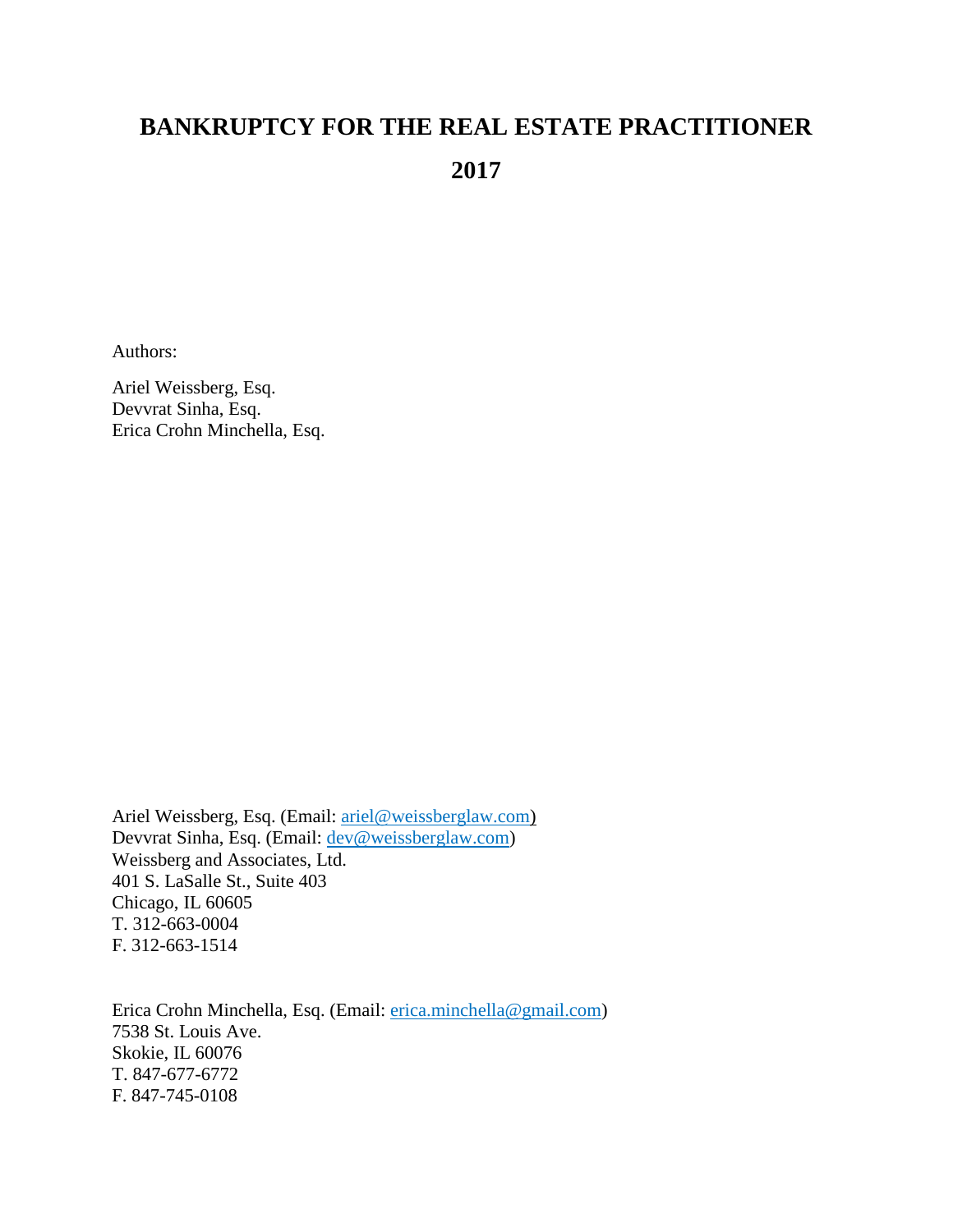# BANKRUPTCY FOR THE REAL ESTATE PRACTITIONER

# 2017

Authors:

Ariel Weissberg, Esq.
Devvrat Sinha, Esq.
Erica Crohn Minchella, Esq.

Ariel Weissberg, Esq. (Email: ariel@weissberglaw.com)
Devvrat Sinha, Esq. (Email: dev@weissberglaw.com)
Weissberg and Associates, Ltd.
401 S. LaSalle St., Suite 403
Chicago, IL 60605
T. 312-663-0004
F. 312-663-1514

Erica Crohn Minchella, Esq. (Email: erica.minchella@gmail.com)
7538 St. Louis Ave.
Skokie, IL 60076
T. 847-677-6772
F. 847-745-0108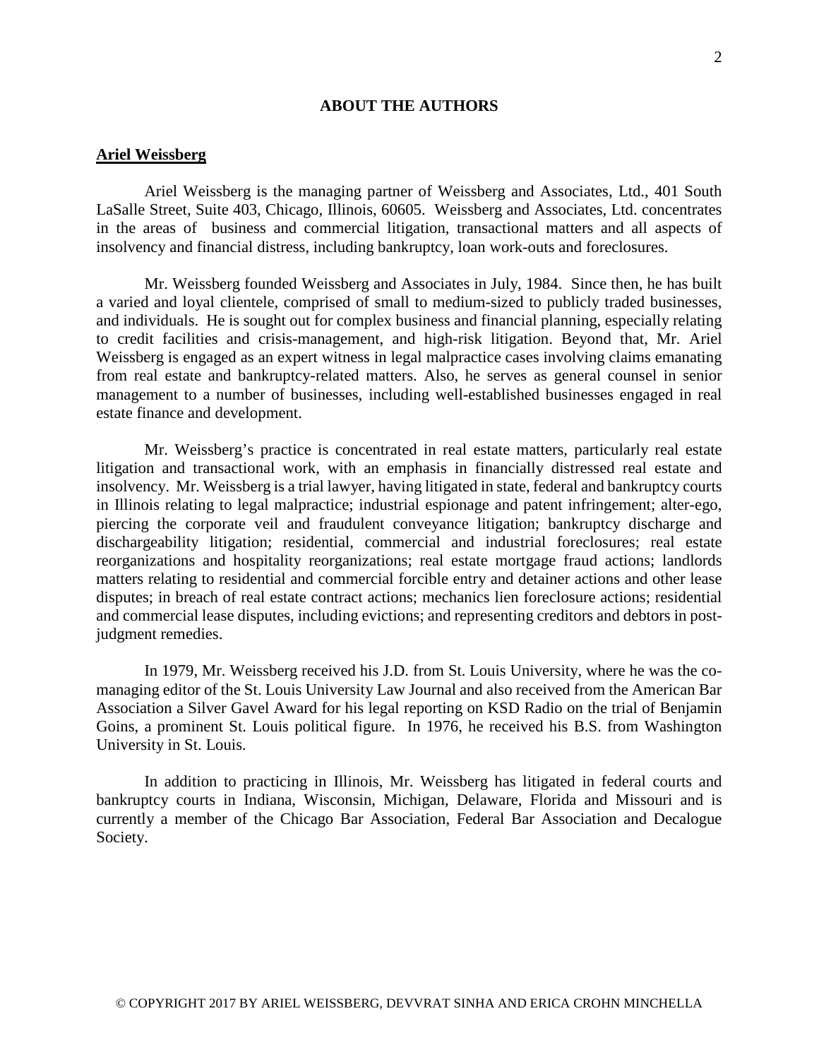## ABOUT THE AUTHORS

### Ariel Weissberg

Ariel Weissberg is the managing partner of Weissberg and Associates, Ltd., 401 South LaSalle Street, Suite 403, Chicago, Illinois, 60605. Weissberg and Associates, Ltd. concentrates in the areas of business and commercial litigation, transactional matters and all aspects of insolvency and financial distress, including bankruptcy, loan work-outs and foreclosures.

Mr. Weissberg founded Weissberg and Associates in July, 1984. Since then, he has built a varied and loyal clientele, comprised of small to medium-sized to publicly traded businesses, and individuals. He is sought out for complex business and financial planning, especially relating to credit facilities and crisis-management, and high-risk litigation. Beyond that, Mr. Ariel Weissberg is engaged as an expert witness in legal malpractice cases involving claims emanating from real estate and bankruptcy-related matters. Also, he serves as general counsel in senior management to a number of businesses, including well-established businesses engaged in real estate finance and development.

Mr. Weissberg's practice is concentrated in real estate matters, particularly real estate litigation and transactional work, with an emphasis in financially distressed real estate and insolvency. Mr. Weissberg is a trial lawyer, having litigated in state, federal and bankruptcy courts in Illinois relating to legal malpractice; industrial espionage and patent infringement; alter-ego, piercing the corporate veil and fraudulent conveyance litigation; bankruptcy discharge and dischargeability litigation; residential, commercial and industrial foreclosures; real estate reorganizations and hospitality reorganizations; real estate mortgage fraud actions; landlords matters relating to residential and commercial forcible entry and detainer actions and other lease disputes; in breach of real estate contract actions; mechanics lien foreclosure actions; residential and commercial lease disputes, including evictions; and representing creditors and debtors in post-judgment remedies.

In 1979, Mr. Weissberg received his J.D. from St. Louis University, where he was the co-managing editor of the St. Louis University Law Journal and also received from the American Bar Association a Silver Gavel Award for his legal reporting on KSD Radio on the trial of Benjamin Goins, a prominent St. Louis political figure. In 1976, he received his B.S. from Washington University in St. Louis.

In addition to practicing in Illinois, Mr. Weissberg has litigated in federal courts and bankruptcy courts in Indiana, Wisconsin, Michigan, Delaware, Florida and Missouri and is currently a member of the Chicago Bar Association, Federal Bar Association and Decalogue Society.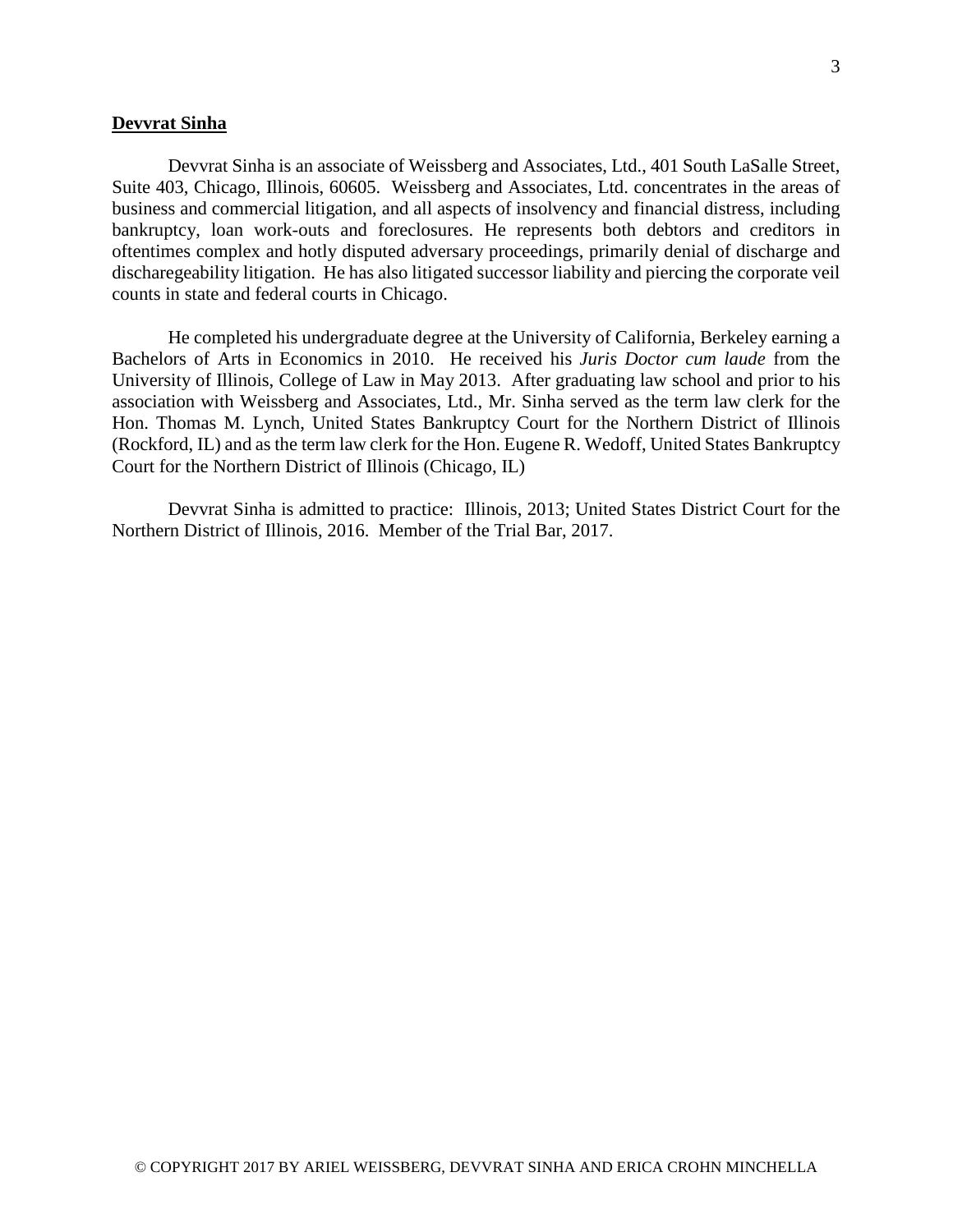**Devvrat Sinha**

Devvrat Sinha is an associate of Weissberg and Associates, Ltd., 401 South LaSalle Street, Suite 403, Chicago, Illinois, 60605. Weissberg and Associates, Ltd. concentrates in the areas of business and commercial litigation, and all aspects of insolvency and financial distress, including bankruptcy, loan work-outs and foreclosures. He represents both debtors and creditors in oftentimes complex and hotly disputed adversary proceedings, primarily denial of discharge and discharegeability litigation. He has also litigated successor liability and piercing the corporate veil counts in state and federal courts in Chicago.

He completed his undergraduate degree at the University of California, Berkeley earning a Bachelors of Arts in Economics in 2010. He received his *Juris Doctor cum laude* from the University of Illinois, College of Law in May 2013. After graduating law school and prior to his association with Weissberg and Associates, Ltd., Mr. Sinha served as the term law clerk for the Hon. Thomas M. Lynch, United States Bankruptcy Court for the Northern District of Illinois (Rockford, IL) and as the term law clerk for the Hon. Eugene R. Wedoff, United States Bankruptcy Court for the Northern District of Illinois (Chicago, IL)

Devvrat Sinha is admitted to practice: Illinois, 2013; United States District Court for the Northern District of Illinois, 2016. Member of the Trial Bar, 2017.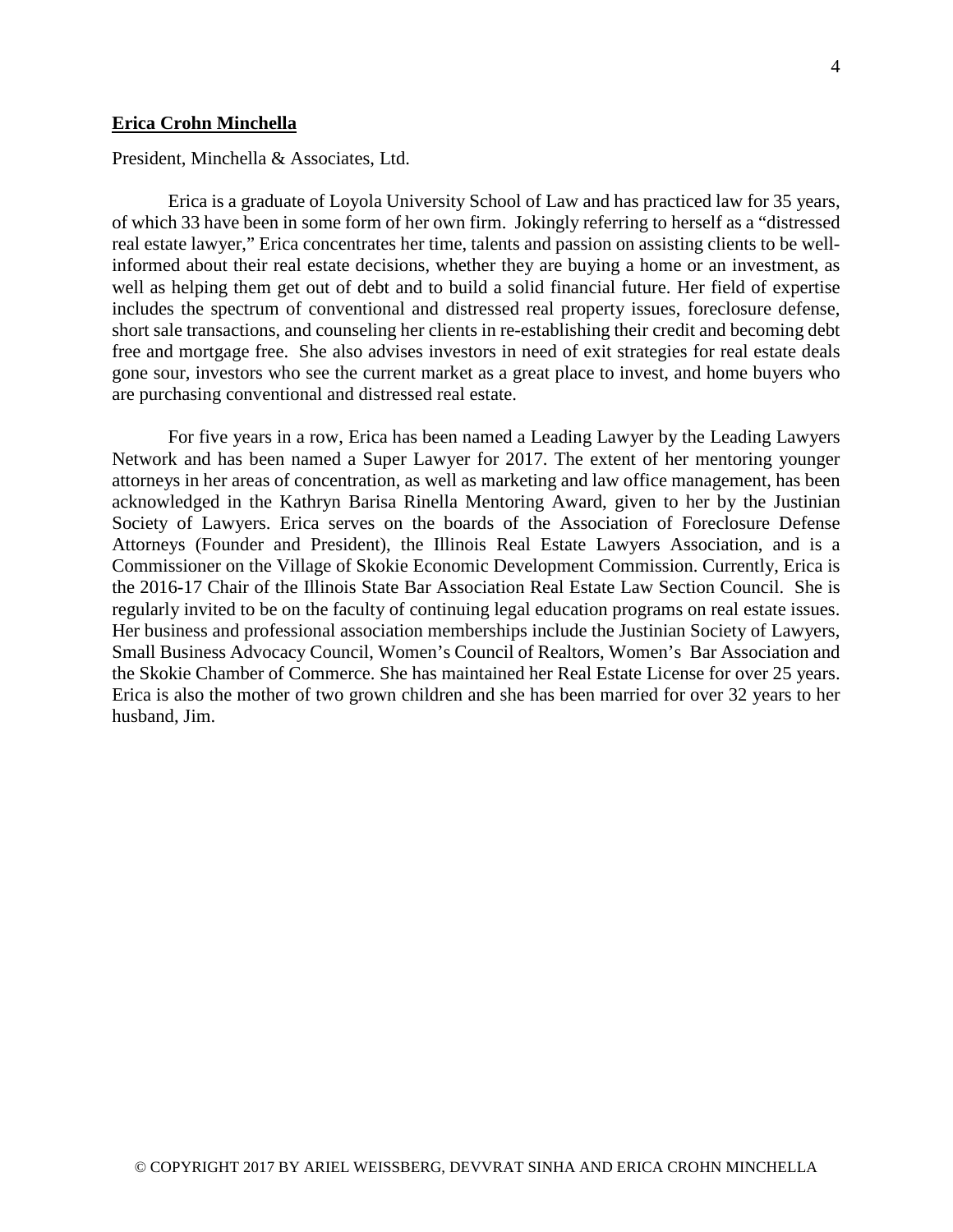**Erica Crohn Minchella**

President, Minchella & Associates, Ltd.

Erica is a graduate of Loyola University School of Law and has practiced law for 35 years, of which 33 have been in some form of her own firm. Jokingly referring to herself as a "distressed real estate lawyer," Erica concentrates her time, talents and passion on assisting clients to be well-informed about their real estate decisions, whether they are buying a home or an investment, as well as helping them get out of debt and to build a solid financial future. Her field of expertise includes the spectrum of conventional and distressed real property issues, foreclosure defense, short sale transactions, and counseling her clients in re-establishing their credit and becoming debt free and mortgage free. She also advises investors in need of exit strategies for real estate deals gone sour, investors who see the current market as a great place to invest, and home buyers who are purchasing conventional and distressed real estate.

For five years in a row, Erica has been named a Leading Lawyer by the Leading Lawyers Network and has been named a Super Lawyer for 2017. The extent of her mentoring younger attorneys in her areas of concentration, as well as marketing and law office management, has been acknowledged in the Kathryn Barisa Rinella Mentoring Award, given to her by the Justinian Society of Lawyers. Erica serves on the boards of the Association of Foreclosure Defense Attorneys (Founder and President), the Illinois Real Estate Lawyers Association, and is a Commissioner on the Village of Skokie Economic Development Commission. Currently, Erica is the 2016-17 Chair of the Illinois State Bar Association Real Estate Law Section Council. She is regularly invited to be on the faculty of continuing legal education programs on real estate issues. Her business and professional association memberships include the Justinian Society of Lawyers, Small Business Advocacy Council, Women's Council of Realtors, Women's Bar Association and the Skokie Chamber of Commerce. She has maintained her Real Estate License for over 25 years. Erica is also the mother of two grown children and she has been married for over 32 years to her husband, Jim.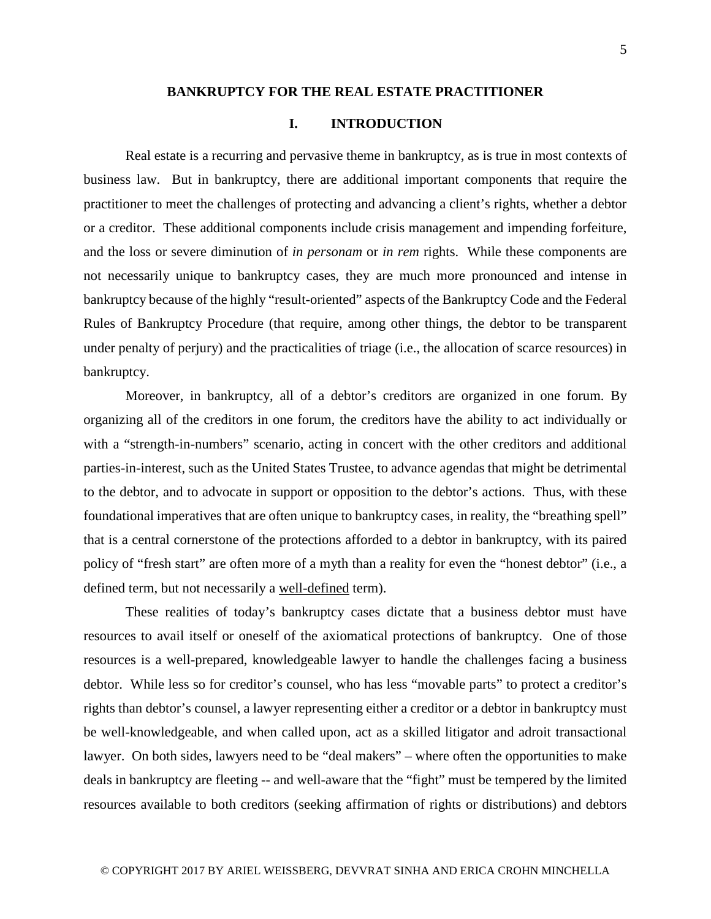# BANKRUPTCY FOR THE REAL ESTATE PRACTITIONER

## I. INTRODUCTION

Real estate is a recurring and pervasive theme in bankruptcy, as is true in most contexts of business law. But in bankruptcy, there are additional important components that require the practitioner to meet the challenges of protecting and advancing a client's rights, whether a debtor or a creditor. These additional components include crisis management and impending forfeiture, and the loss or severe diminution of *in personam* or *in rem* rights. While these components are not necessarily unique to bankruptcy cases, they are much more pronounced and intense in bankruptcy because of the highly "result-oriented" aspects of the Bankruptcy Code and the Federal Rules of Bankruptcy Procedure (that require, among other things, the debtor to be transparent under penalty of perjury) and the practicalities of triage (i.e., the allocation of scarce resources) in bankruptcy.

Moreover, in bankruptcy, all of a debtor's creditors are organized in one forum. By organizing all of the creditors in one forum, the creditors have the ability to act individually or with a "strength-in-numbers" scenario, acting in concert with the other creditors and additional parties-in-interest, such as the United States Trustee, to advance agendas that might be detrimental to the debtor, and to advocate in support or opposition to the debtor's actions. Thus, with these foundational imperatives that are often unique to bankruptcy cases, in reality, the "breathing spell" that is a central cornerstone of the protections afforded to a debtor in bankruptcy, with its paired policy of "fresh start" are often more of a myth than a reality for even the "honest debtor" (i.e., a defined term, but not necessarily a <u>well-defined</u> term).

These realities of today's bankruptcy cases dictate that a business debtor must have resources to avail itself or oneself of the axiomatical protections of bankruptcy. One of those resources is a well-prepared, knowledgeable lawyer to handle the challenges facing a business debtor. While less so for creditor's counsel, who has less "movable parts" to protect a creditor's rights than debtor's counsel, a lawyer representing either a creditor or a debtor in bankruptcy must be well-knowledgeable, and when called upon, act as a skilled litigator and adroit transactional lawyer. On both sides, lawyers need to be "deal makers" – where often the opportunities to make deals in bankruptcy are fleeting -- and well-aware that the "fight" must be tempered by the limited resources available to both creditors (seeking affirmation of rights or distributions) and debtors

© COPYRIGHT 2017 BY ARIEL WEISSBERG, DEVVRAT SINHA AND ERICA CROHN MINCHELLA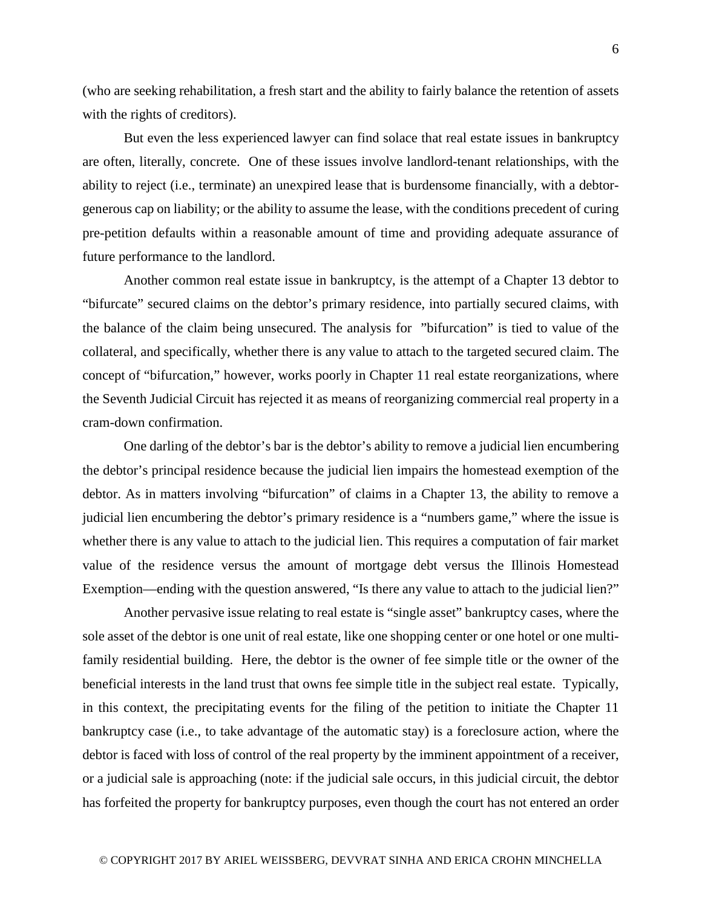(who are seeking rehabilitation, a fresh start and the ability to fairly balance the retention of assets with the rights of creditors).

But even the less experienced lawyer can find solace that real estate issues in bankruptcy are often, literally, concrete. One of these issues involve landlord-tenant relationships, with the ability to reject (i.e., terminate) an unexpired lease that is burdensome financially, with a debtor-generous cap on liability; or the ability to assume the lease, with the conditions precedent of curing pre-petition defaults within a reasonable amount of time and providing adequate assurance of future performance to the landlord.

Another common real estate issue in bankruptcy, is the attempt of a Chapter 13 debtor to "bifurcate" secured claims on the debtor's primary residence, into partially secured claims, with the balance of the claim being unsecured. The analysis for "bifurcation" is tied to value of the collateral, and specifically, whether there is any value to attach to the targeted secured claim. The concept of "bifurcation," however, works poorly in Chapter 11 real estate reorganizations, where the Seventh Judicial Circuit has rejected it as means of reorganizing commercial real property in a cram-down confirmation.

One darling of the debtor's bar is the debtor's ability to remove a judicial lien encumbering the debtor's principal residence because the judicial lien impairs the homestead exemption of the debtor. As in matters involving "bifurcation" of claims in a Chapter 13, the ability to remove a judicial lien encumbering the debtor's primary residence is a "numbers game," where the issue is whether there is any value to attach to the judicial lien. This requires a computation of fair market value of the residence versus the amount of mortgage debt versus the Illinois Homestead Exemption—ending with the question answered, "Is there any value to attach to the judicial lien?"

Another pervasive issue relating to real estate is "single asset" bankruptcy cases, where the sole asset of the debtor is one unit of real estate, like one shopping center or one hotel or one multi-family residential building. Here, the debtor is the owner of fee simple title or the owner of the beneficial interests in the land trust that owns fee simple title in the subject real estate. Typically, in this context, the precipitating events for the filing of the petition to initiate the Chapter 11 bankruptcy case (i.e., to take advantage of the automatic stay) is a foreclosure action, where the debtor is faced with loss of control of the real property by the imminent appointment of a receiver, or a judicial sale is approaching (note: if the judicial sale occurs, in this judicial circuit, the debtor has forfeited the property for bankruptcy purposes, even though the court has not entered an order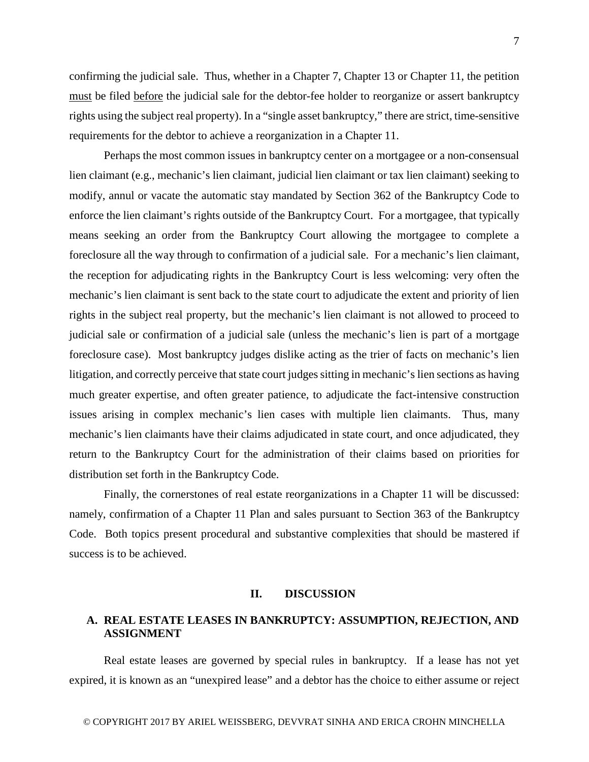confirming the judicial sale. Thus, whether in a Chapter 7, Chapter 13 or Chapter 11, the petition <u>must</u> be filed <u>before</u> the judicial sale for the debtor-fee holder to reorganize or assert bankruptcy rights using the subject real property). In a "single asset bankruptcy," there are strict, time-sensitive requirements for the debtor to achieve a reorganization in a Chapter 11.

Perhaps the most common issues in bankruptcy center on a mortgagee or a non-consensual lien claimant (e.g., mechanic's lien claimant, judicial lien claimant or tax lien claimant) seeking to modify, annul or vacate the automatic stay mandated by Section 362 of the Bankruptcy Code to enforce the lien claimant's rights outside of the Bankruptcy Court. For a mortgagee, that typically means seeking an order from the Bankruptcy Court allowing the mortgagee to complete a foreclosure all the way through to confirmation of a judicial sale. For a mechanic's lien claimant, the reception for adjudicating rights in the Bankruptcy Court is less welcoming: very often the mechanic's lien claimant is sent back to the state court to adjudicate the extent and priority of lien rights in the subject real property, but the mechanic's lien claimant is not allowed to proceed to judicial sale or confirmation of a judicial sale (unless the mechanic's lien is part of a mortgage foreclosure case). Most bankruptcy judges dislike acting as the trier of facts on mechanic's lien litigation, and correctly perceive that state court judges sitting in mechanic's lien sections as having much greater expertise, and often greater patience, to adjudicate the fact-intensive construction issues arising in complex mechanic's lien cases with multiple lien claimants. Thus, many mechanic's lien claimants have their claims adjudicated in state court, and once adjudicated, they return to the Bankruptcy Court for the administration of their claims based on priorities for distribution set forth in the Bankruptcy Code.

Finally, the cornerstones of real estate reorganizations in a Chapter 11 will be discussed: namely, confirmation of a Chapter 11 Plan and sales pursuant to Section 363 of the Bankruptcy Code. Both topics present procedural and substantive complexities that should be mastered if success is to be achieved.

## II. DISCUSSION

### A. REAL ESTATE LEASES IN BANKRUPTCY: ASSUMPTION, REJECTION, AND ASSIGNMENT

Real estate leases are governed by special rules in bankruptcy. If a lease has not yet expired, it is known as an "unexpired lease" and a debtor has the choice to either assume or reject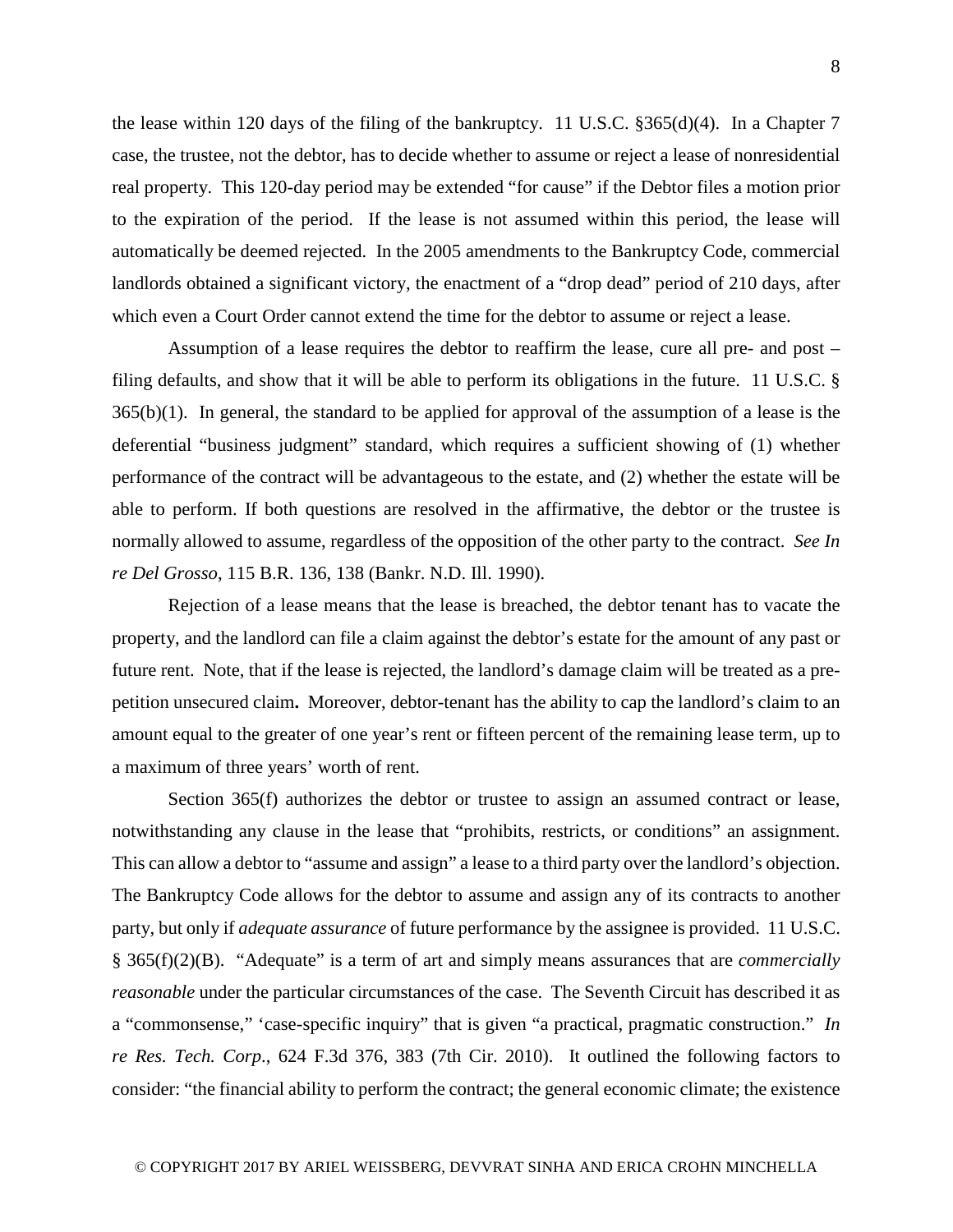the lease within 120 days of the filing of the bankruptcy. 11 U.S.C. §365(d)(4). In a Chapter 7 case, the trustee, not the debtor, has to decide whether to assume or reject a lease of nonresidential real property. This 120-day period may be extended "for cause" if the Debtor files a motion prior to the expiration of the period. If the lease is not assumed within this period, the lease will automatically be deemed rejected. In the 2005 amendments to the Bankruptcy Code, commercial landlords obtained a significant victory, the enactment of a "drop dead" period of 210 days, after which even a Court Order cannot extend the time for the debtor to assume or reject a lease.

Assumption of a lease requires the debtor to reaffirm the lease, cure all pre- and post – filing defaults, and show that it will be able to perform its obligations in the future. 11 U.S.C. § 365(b)(1). In general, the standard to be applied for approval of the assumption of a lease is the deferential "business judgment" standard, which requires a sufficient showing of (1) whether performance of the contract will be advantageous to the estate, and (2) whether the estate will be able to perform. If both questions are resolved in the affirmative, the debtor or the trustee is normally allowed to assume, regardless of the opposition of the other party to the contract. *See In re Del Grosso*, 115 B.R. 136, 138 (Bankr. N.D. Ill. 1990).

Rejection of a lease means that the lease is breached, the debtor tenant has to vacate the property, and the landlord can file a claim against the debtor's estate for the amount of any past or future rent. Note, that if the lease is rejected, the landlord's damage claim will be treated as a pre-petition unsecured claim**.** Moreover, debtor-tenant has the ability to cap the landlord's claim to an amount equal to the greater of one year's rent or fifteen percent of the remaining lease term, up to a maximum of three years' worth of rent.

Section 365(f) authorizes the debtor or trustee to assign an assumed contract or lease, notwithstanding any clause in the lease that "prohibits, restricts, or conditions" an assignment. This can allow a debtor to "assume and assign" a lease to a third party over the landlord's objection. The Bankruptcy Code allows for the debtor to assume and assign any of its contracts to another party, but only if *adequate assurance* of future performance by the assignee is provided. 11 U.S.C. § 365(f)(2)(B). "Adequate" is a term of art and simply means assurances that are *commercially reasonable* under the particular circumstances of the case. The Seventh Circuit has described it as a "commonsense," 'case-specific inquiry" that is given "a practical, pragmatic construction." *In re Res. Tech. Corp*., 624 F.3d 376, 383 (7th Cir. 2010). It outlined the following factors to consider: "the financial ability to perform the contract; the general economic climate; the existence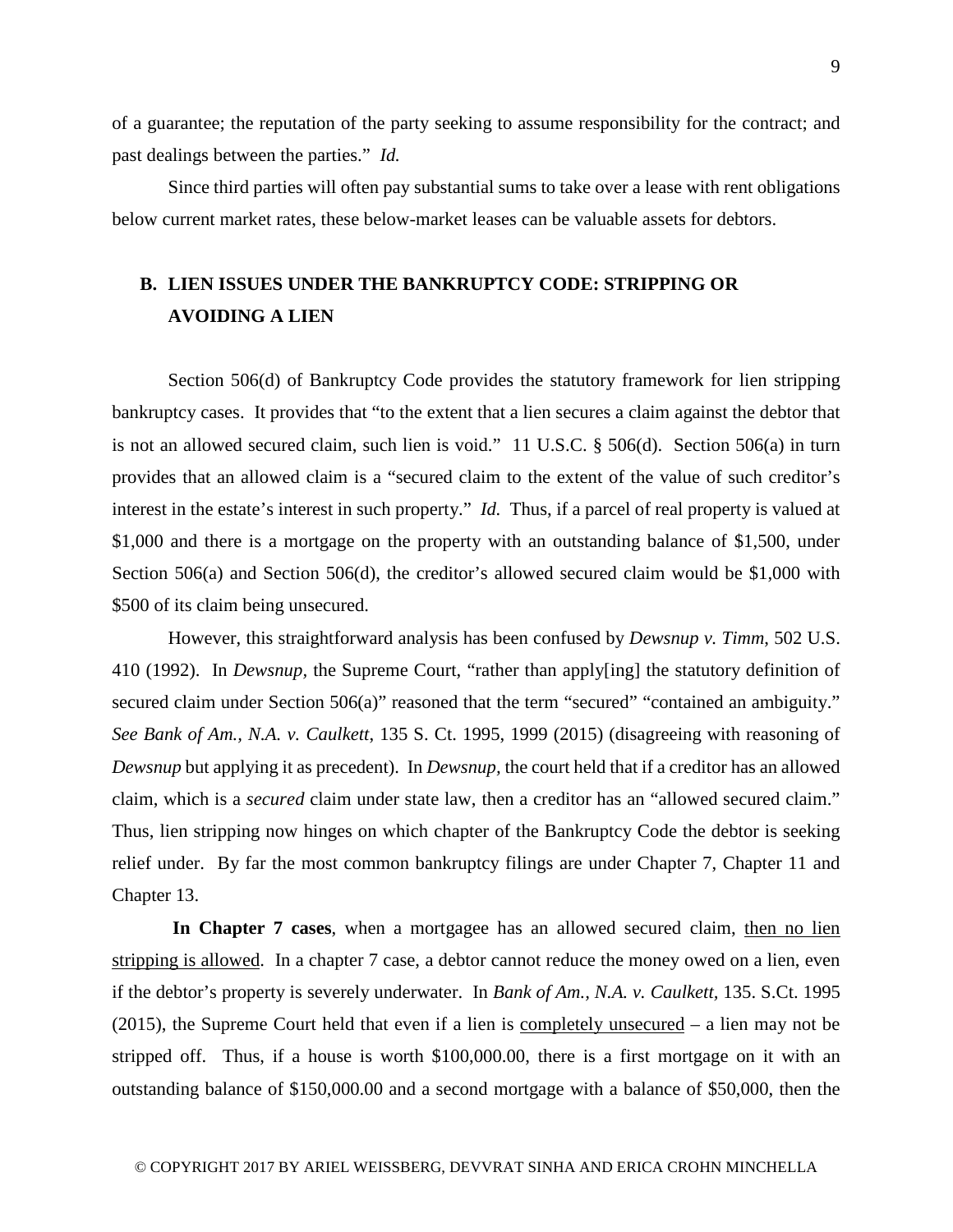of a guarantee; the reputation of the party seeking to assume responsibility for the contract; and past dealings between the parties." *Id.*

Since third parties will often pay substantial sums to take over a lease with rent obligations below current market rates, these below-market leases can be valuable assets for debtors.

## B. LIEN ISSUES UNDER THE BANKRUPTCY CODE: STRIPPING OR AVOIDING A LIEN

Section 506(d) of Bankruptcy Code provides the statutory framework for lien stripping bankruptcy cases. It provides that "to the extent that a lien secures a claim against the debtor that is not an allowed secured claim, such lien is void." 11 U.S.C. § 506(d). Section 506(a) in turn provides that an allowed claim is a "secured claim to the extent of the value of such creditor's interest in the estate's interest in such property." *Id.* Thus, if a parcel of real property is valued at $1,000 and there is a mortgage on the property with an outstanding balance of $1,500, under Section 506(a) and Section 506(d), the creditor's allowed secured claim would be $1,000 with $500 of its claim being unsecured.

However, this straightforward analysis has been confused by *Dewsnup v. Timm,* 502 U.S. 410 (1992). In *Dewsnup,* the Supreme Court, "rather than apply[ing] the statutory definition of secured claim under Section 506(a)" reasoned that the term "secured" "contained an ambiguity." *See Bank of Am., N.A. v. Caulkett*, 135 S. Ct. 1995, 1999 (2015) (disagreeing with reasoning of *Dewsnup* but applying it as precedent). In *Dewsnup,* the court held that if a creditor has an allowed claim, which is a *secured* claim under state law, then a creditor has an "allowed secured claim." Thus, lien stripping now hinges on which chapter of the Bankruptcy Code the debtor is seeking relief under. By far the most common bankruptcy filings are under Chapter 7, Chapter 11 and Chapter 13.

**In Chapter 7 cases**, when a mortgagee has an allowed secured claim, <u>then no lien stripping is allowed</u>. In a chapter 7 case, a debtor cannot reduce the money owed on a lien, even if the debtor's property is severely underwater. In *Bank of Am., N.A. v. Caulkett,* 135. S.Ct. 1995 (2015), the Supreme Court held that even if a lien is <u>completely unsecured</u> – a lien may not be stripped off. Thus, if a house is worth $100,000.00, there is a first mortgage on it with an outstanding balance of $150,000.00 and a second mortgage with a balance of $50,000, then the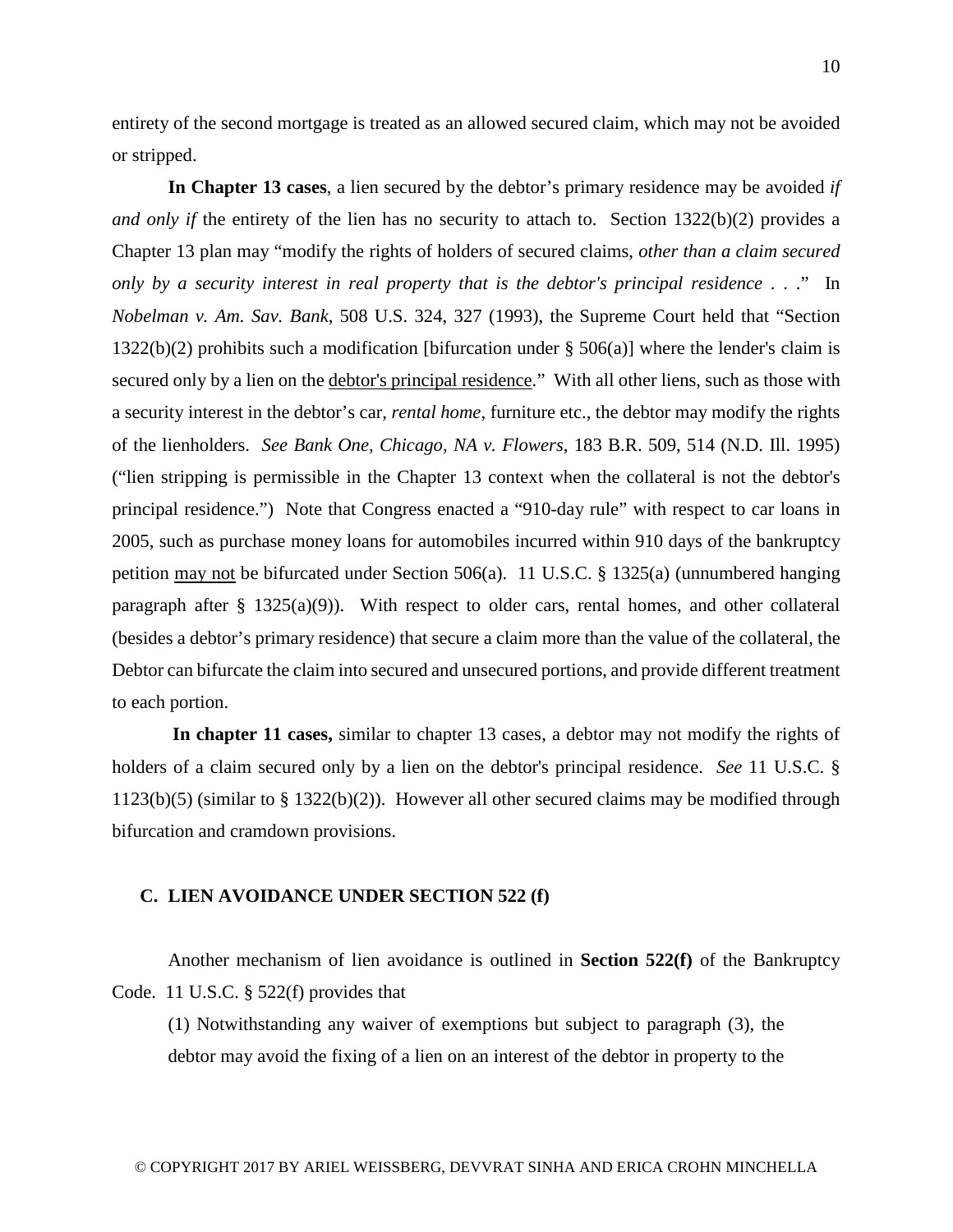entirety of the second mortgage is treated as an allowed secured claim, which may not be avoided or stripped.

**In Chapter 13 cases**, a lien secured by the debtor's primary residence may be avoided *if and only if* the entirety of the lien has no security to attach to. Section 1322(b)(2) provides a Chapter 13 plan may "modify the rights of holders of secured claims, *other than a claim secured only by a security interest in real property that is the debtor's principal residence* . . ." In *Nobelman v. Am. Sav. Bank*, 508 U.S. 324, 327 (1993), the Supreme Court held that "Section 1322(b)(2) prohibits such a modification [bifurcation under § 506(a)] where the lender's claim is secured only by a lien on the <u>debtor's principal residence</u>." With all other liens, such as those with a security interest in the debtor's car, *rental home*, furniture etc., the debtor may modify the rights of the lienholders. *See Bank One, Chicago, NA v. Flowers*, 183 B.R. 509, 514 (N.D. Ill. 1995) ("lien stripping is permissible in the Chapter 13 context when the collateral is not the debtor's principal residence.") Note that Congress enacted a "910-day rule" with respect to car loans in 2005, such as purchase money loans for automobiles incurred within 910 days of the bankruptcy petition <u>may not</u> be bifurcated under Section 506(a). 11 U.S.C. § 1325(a) (unnumbered hanging paragraph after § 1325(a)(9)). With respect to older cars, rental homes, and other collateral (besides a debtor's primary residence) that secure a claim more than the value of the collateral, the Debtor can bifurcate the claim into secured and unsecured portions, and provide different treatment to each portion.

**In chapter 11 cases,** similar to chapter 13 cases, a debtor may not modify the rights of holders of a claim secured only by a lien on the debtor's principal residence. *See* 11 U.S.C. § 1123(b)(5) (similar to § 1322(b)(2)). However all other secured claims may be modified through bifurcation and cramdown provisions.

### C. LIEN AVOIDANCE UNDER SECTION 522 (f)

Another mechanism of lien avoidance is outlined in **Section 522(f)** of the Bankruptcy Code. 11 U.S.C. § 522(f) provides that

> (1) Notwithstanding any waiver of exemptions but subject to paragraph (3), the debtor may avoid the fixing of a lien on an interest of the debtor in property to the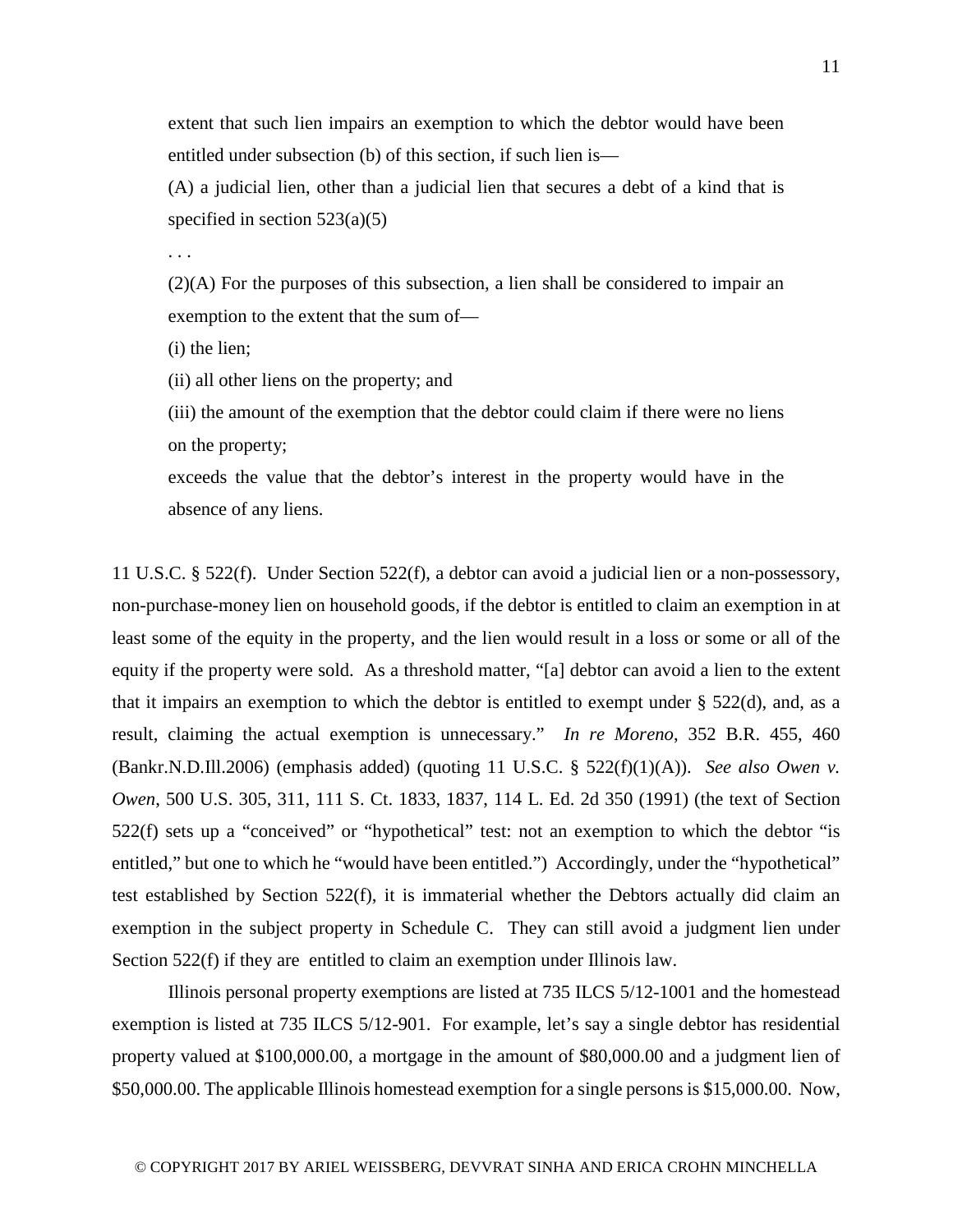> extent that such lien impairs an exemption to which the debtor would have been entitled under subsection (b) of this section, if such lien is—
>
> (A) a judicial lien, other than a judicial lien that secures a debt of a kind that is specified in section 523(a)(5)
>
> . . .
>
> (2)(A) For the purposes of this subsection, a lien shall be considered to impair an exemption to the extent that the sum of—
>
> (i) the lien;
>
> (ii) all other liens on the property; and
>
> (iii) the amount of the exemption that the debtor could claim if there were no liens on the property;
>
> exceeds the value that the debtor's interest in the property would have in the absence of any liens.

11 U.S.C. § 522(f). Under Section 522(f), a debtor can avoid a judicial lien or a non-possessory, non-purchase-money lien on household goods, if the debtor is entitled to claim an exemption in at least some of the equity in the property, and the lien would result in a loss or some or all of the equity if the property were sold. As a threshold matter, "[a] debtor can avoid a lien to the extent that it impairs an exemption to which the debtor is entitled to exempt under § 522(d), and, as a result, claiming the actual exemption is unnecessary." *In re Moreno*, 352 B.R. 455, 460 (Bankr.N.D.Ill.2006) (emphasis added) (quoting 11 U.S.C. § 522(f)(1)(A)). *See also Owen v. Owen*, 500 U.S. 305, 311, 111 S. Ct. 1833, 1837, 114 L. Ed. 2d 350 (1991) (the text of Section 522(f) sets up a "conceived" or "hypothetical" test: not an exemption to which the debtor "is entitled," but one to which he "would have been entitled.") Accordingly, under the "hypothetical" test established by Section 522(f), it is immaterial whether the Debtors actually did claim an exemption in the subject property in Schedule C. They can still avoid a judgment lien under Section 522(f) if they are entitled to claim an exemption under Illinois law.

Illinois personal property exemptions are listed at 735 ILCS 5/12-1001 and the homestead exemption is listed at 735 ILCS 5/12-901. For example, let's say a single debtor has residential property valued at \$100,000.00, a mortgage in the amount of \$80,000.00 and a judgment lien of \$50,000.00. The applicable Illinois homestead exemption for a single persons is \$15,000.00. Now,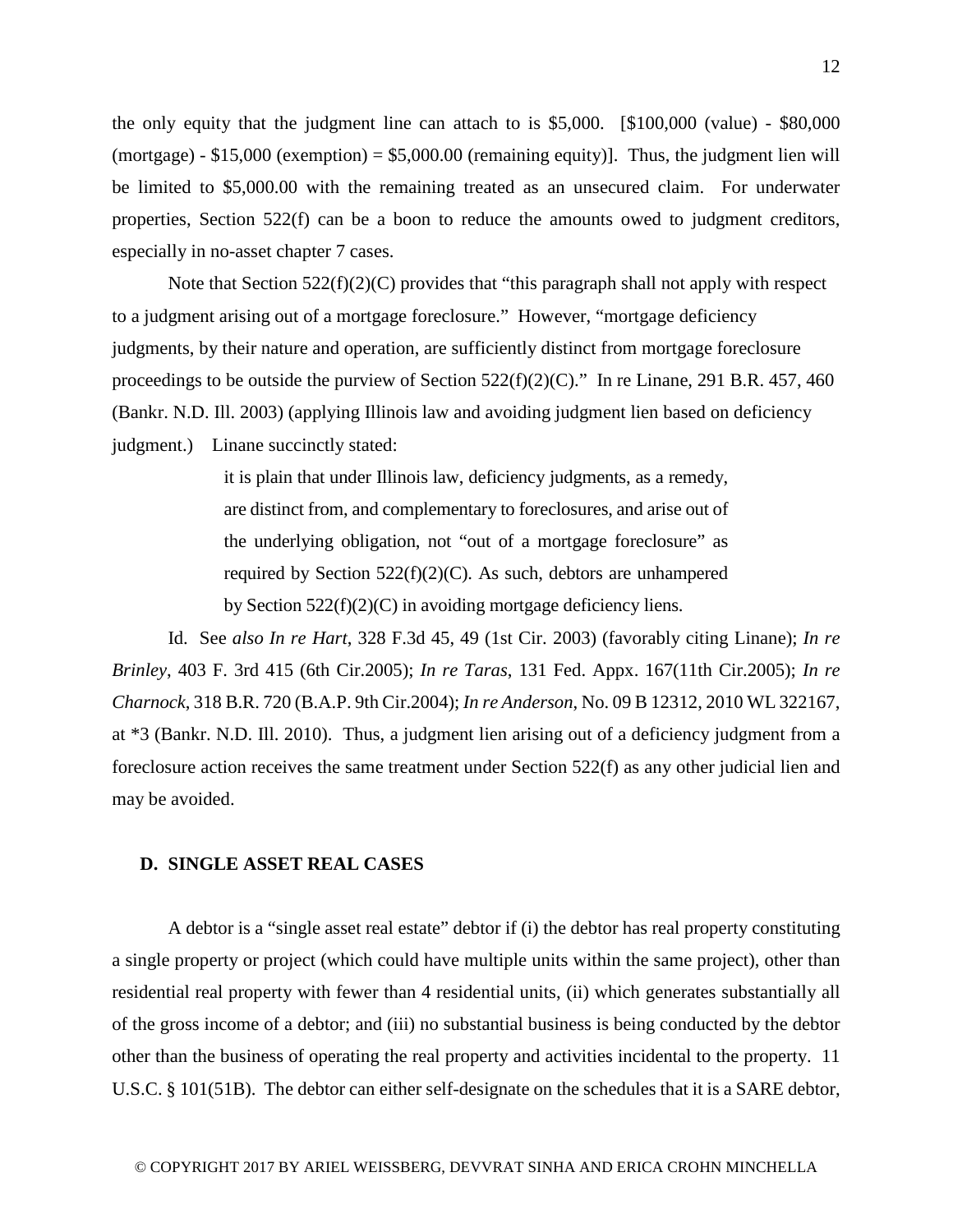the only equity that the judgment line can attach to is $5,000. [$100,000 (value) - $80,000 (mortgage) - $15,000 (exemption) = $5,000.00 (remaining equity)]. Thus, the judgment lien will be limited to $5,000.00 with the remaining treated as an unsecured claim. For underwater properties, Section 522(f) can be a boon to reduce the amounts owed to judgment creditors, especially in no-asset chapter 7 cases.

Note that Section 522(f)(2)(C) provides that "this paragraph shall not apply with respect to a judgment arising out of a mortgage foreclosure." However, "mortgage deficiency judgments, by their nature and operation, are sufficiently distinct from mortgage foreclosure proceedings to be outside the purview of Section 522(f)(2)(C)." In re Linane, 291 B.R. 457, 460 (Bankr. N.D. Ill. 2003) (applying Illinois law and avoiding judgment lien based on deficiency judgment.) Linane succinctly stated:

> it is plain that under Illinois law, deficiency judgments, as a remedy, are distinct from, and complementary to foreclosures, and arise out of the underlying obligation, not "out of a mortgage foreclosure" as required by Section 522(f)(2)(C). As such, debtors are unhampered by Section 522(f)(2)(C) in avoiding mortgage deficiency liens.

Id. See *also In re Hart*, 328 F.3d 45, 49 (1st Cir. 2003) (favorably citing Linane); *In re Brinley*, 403 F. 3rd 415 (6th Cir.2005); *In re Taras*, 131 Fed. Appx. 167(11th Cir.2005); *In re Charnock*, 318 B.R. 720 (B.A.P. 9th Cir.2004); *In re Anderson*, No. 09 B 12312, 2010 WL 322167, at *3 (Bankr. N.D. Ill. 2010). Thus, a judgment lien arising out of a deficiency judgment from a foreclosure action receives the same treatment under Section 522(f) as any other judicial lien and may be avoided.

### D. SINGLE ASSET REAL CASES

A debtor is a "single asset real estate" debtor if (i) the debtor has real property constituting a single property or project (which could have multiple units within the same project), other than residential real property with fewer than 4 residential units, (ii) which generates substantially all of the gross income of a debtor; and (iii) no substantial business is being conducted by the debtor other than the business of operating the real property and activities incidental to the property. 11 U.S.C. § 101(51B). The debtor can either self-designate on the schedules that it is a SARE debtor,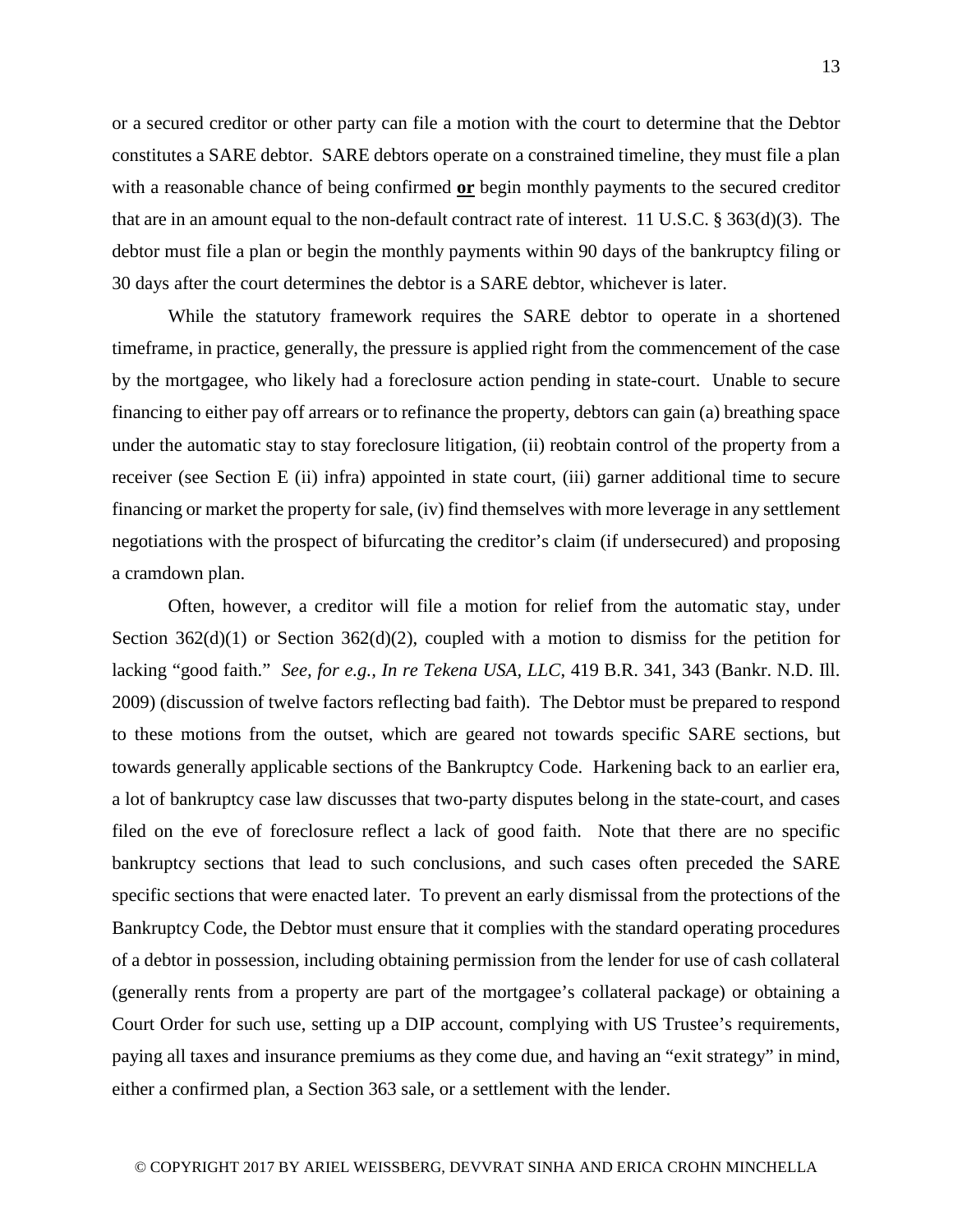or a secured creditor or other party can file a motion with the court to determine that the Debtor constitutes a SARE debtor. SARE debtors operate on a constrained timeline, they must file a plan with a reasonable chance of being confirmed **or** begin monthly payments to the secured creditor that are in an amount equal to the non-default contract rate of interest. 11 U.S.C. § 363(d)(3). The debtor must file a plan or begin the monthly payments within 90 days of the bankruptcy filing or 30 days after the court determines the debtor is a SARE debtor, whichever is later.

While the statutory framework requires the SARE debtor to operate in a shortened timeframe, in practice, generally, the pressure is applied right from the commencement of the case by the mortgagee, who likely had a foreclosure action pending in state-court. Unable to secure financing to either pay off arrears or to refinance the property, debtors can gain (a) breathing space under the automatic stay to stay foreclosure litigation, (ii) reobtain control of the property from a receiver (see Section E (ii) infra) appointed in state court, (iii) garner additional time to secure financing or market the property for sale, (iv) find themselves with more leverage in any settlement negotiations with the prospect of bifurcating the creditor's claim (if undersecured) and proposing a cramdown plan.

Often, however, a creditor will file a motion for relief from the automatic stay, under Section 362(d)(1) or Section 362(d)(2), coupled with a motion to dismiss for the petition for lacking "good faith." *See, for e.g., In re Tekena USA, LLC*, 419 B.R. 341, 343 (Bankr. N.D. Ill. 2009) (discussion of twelve factors reflecting bad faith). The Debtor must be prepared to respond to these motions from the outset, which are geared not towards specific SARE sections, but towards generally applicable sections of the Bankruptcy Code. Harkening back to an earlier era, a lot of bankruptcy case law discusses that two-party disputes belong in the state-court, and cases filed on the eve of foreclosure reflect a lack of good faith. Note that there are no specific bankruptcy sections that lead to such conclusions, and such cases often preceded the SARE specific sections that were enacted later. To prevent an early dismissal from the protections of the Bankruptcy Code, the Debtor must ensure that it complies with the standard operating procedures of a debtor in possession, including obtaining permission from the lender for use of cash collateral (generally rents from a property are part of the mortgagee's collateral package) or obtaining a Court Order for such use, setting up a DIP account, complying with US Trustee's requirements, paying all taxes and insurance premiums as they come due, and having an "exit strategy" in mind, either a confirmed plan, a Section 363 sale, or a settlement with the lender.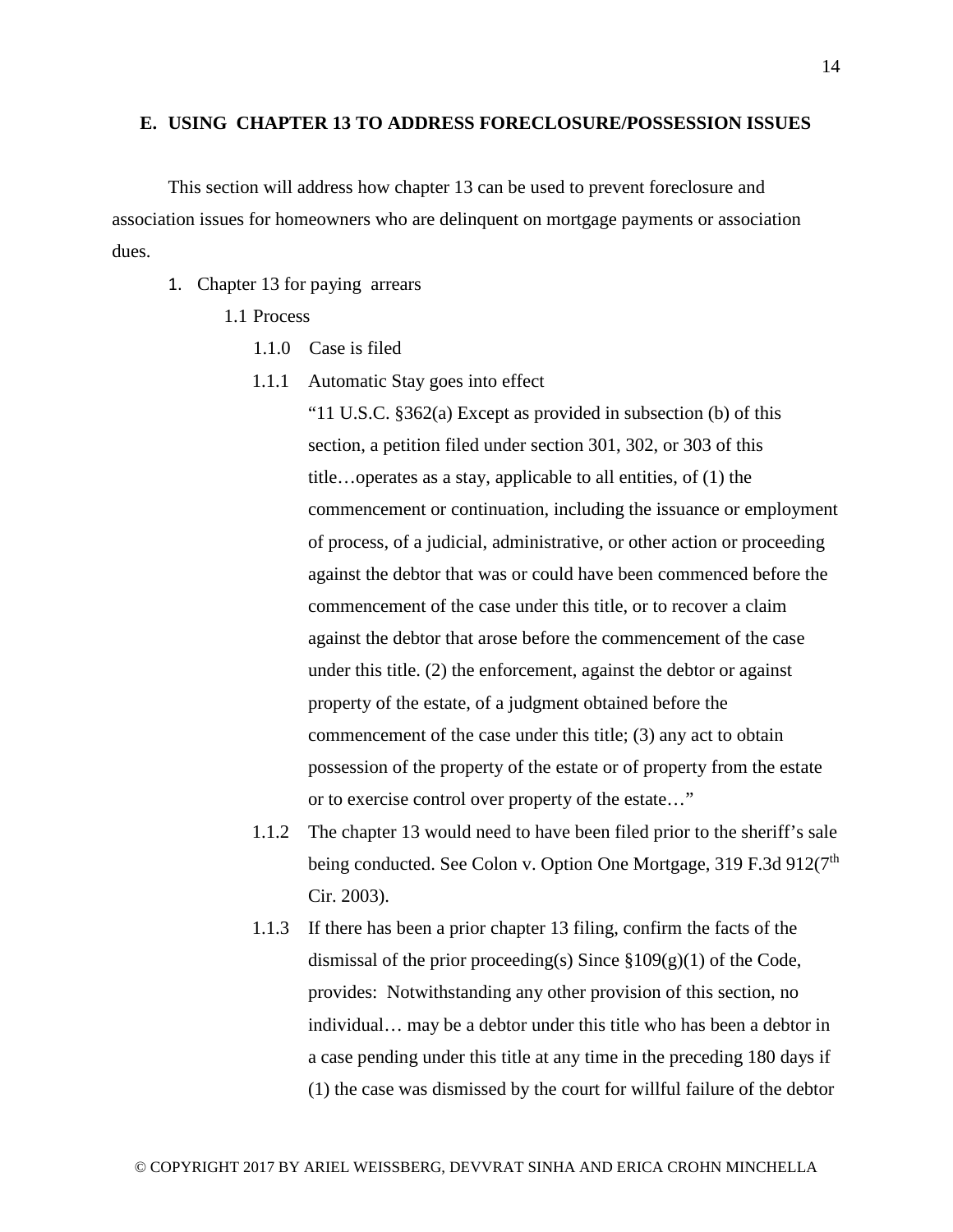## E. USING CHAPTER 13 TO ADDRESS FORECLOSURE/POSSESSION ISSUES

This section will address how chapter 13 can be used to prevent foreclosure and association issues for homeowners who are delinquent on mortgage payments or association dues.

1. Chapter 13 for paying arrears

   1.1 Process

   - 1.1.0 Case is filed
   - 1.1.1 Automatic Stay goes into effect

     "11 U.S.C. §362(a) Except as provided in subsection (b) of this section, a petition filed under section 301, 302, or 303 of this title…operates as a stay, applicable to all entities, of (1) the commencement or continuation, including the issuance or employment of process, of a judicial, administrative, or other action or proceeding against the debtor that was or could have been commenced before the commencement of the case under this title, or to recover a claim against the debtor that arose before the commencement of the case under this title. (2) the enforcement, against the debtor or against property of the estate, of a judgment obtained before the commencement of the case under this title; (3) any act to obtain possession of the property of the estate or of property from the estate or to exercise control over property of the estate…"

   - 1.1.2 The chapter 13 would need to have been filed prior to the sheriff's sale being conducted. See Colon v. Option One Mortgage, 319 F.3d 912(7th Cir. 2003).
   - 1.1.3 If there has been a prior chapter 13 filing, confirm the facts of the dismissal of the prior proceeding(s) Since §109(g)(1) of the Code, provides: Notwithstanding any other provision of this section, no individual… may be a debtor under this title who has been a debtor in a case pending under this title at any time in the preceding 180 days if (1) the case was dismissed by the court for willful failure of the debtor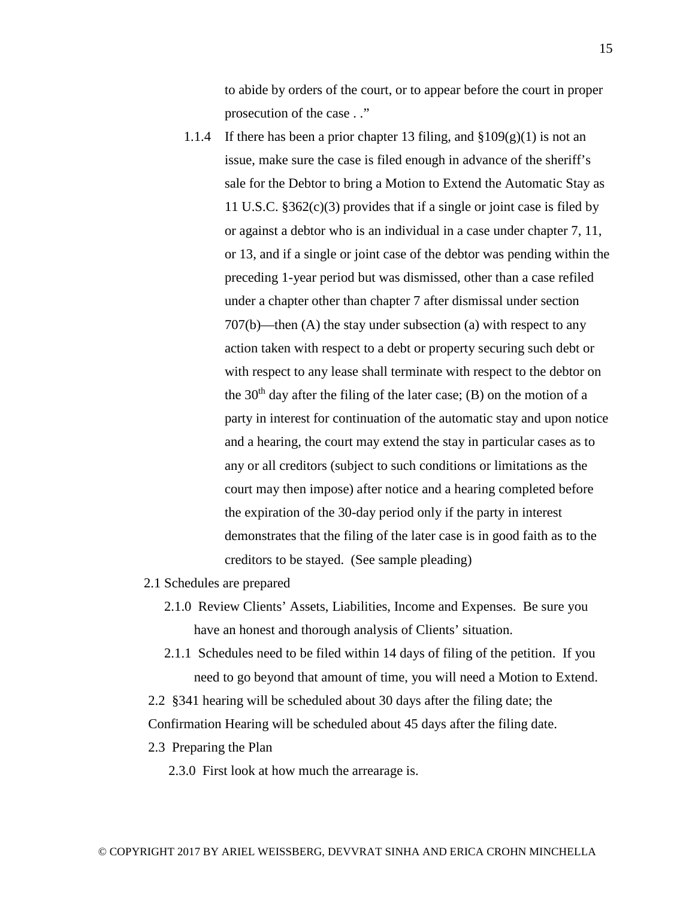to abide by orders of the court, or to appear before the court in proper prosecution of the case . ."

1.1.4 If there has been a prior chapter 13 filing, and §109(g)(1) is not an issue, make sure the case is filed enough in advance of the sheriff's sale for the Debtor to bring a Motion to Extend the Automatic Stay as 11 U.S.C. §362(c)(3) provides that if a single or joint case is filed by or against a debtor who is an individual in a case under chapter 7, 11, or 13, and if a single or joint case of the debtor was pending within the preceding 1-year period but was dismissed, other than a case refiled under a chapter other than chapter 7 after dismissal under section 707(b)—then (A) the stay under subsection (a) with respect to any action taken with respect to a debt or property securing such debt or with respect to any lease shall terminate with respect to the debtor on the 30th day after the filing of the later case; (B) on the motion of a party in interest for continuation of the automatic stay and upon notice and a hearing, the court may extend the stay in particular cases as to any or all creditors (subject to such conditions or limitations as the court may then impose) after notice and a hearing completed before the expiration of the 30-day period only if the party in interest demonstrates that the filing of the later case is in good faith as to the creditors to be stayed. (See sample pleading)

2.1 Schedules are prepared

2.1.0 Review Clients' Assets, Liabilities, Income and Expenses. Be sure you have an honest and thorough analysis of Clients' situation.

2.1.1 Schedules need to be filed within 14 days of filing of the petition. If you need to go beyond that amount of time, you will need a Motion to Extend.

2.2 §341 hearing will be scheduled about 30 days after the filing date; the Confirmation Hearing will be scheduled about 45 days after the filing date.

2.3 Preparing the Plan

2.3.0 First look at how much the arrearage is.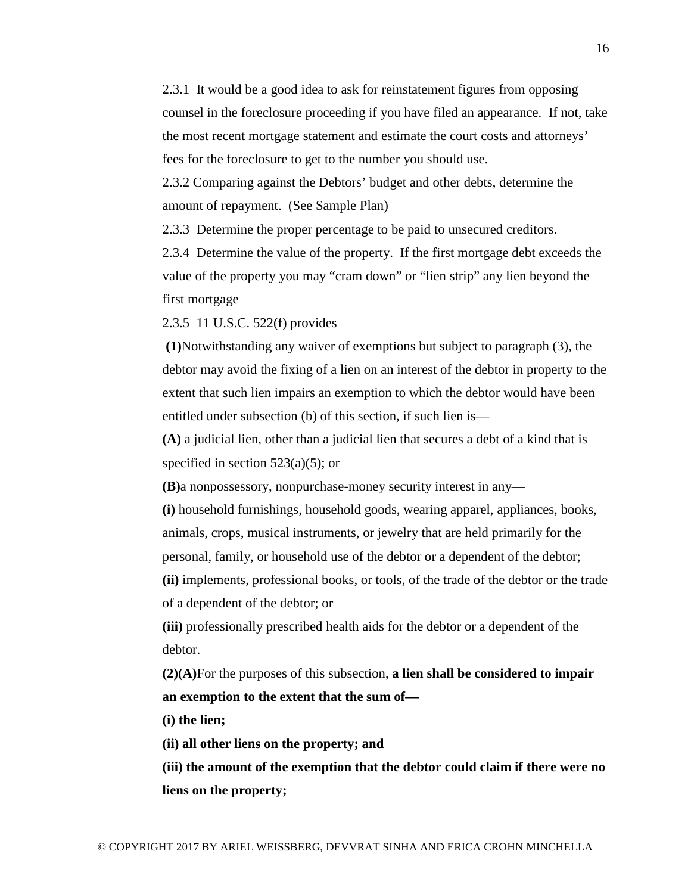2.3.1 It would be a good idea to ask for reinstatement figures from opposing counsel in the foreclosure proceeding if you have filed an appearance. If not, take the most recent mortgage statement and estimate the court costs and attorneys' fees for the foreclosure to get to the number you should use.

2.3.2 Comparing against the Debtors' budget and other debts, determine the amount of repayment. (See Sample Plan)

2.3.3 Determine the proper percentage to be paid to unsecured creditors.

2.3.4 Determine the value of the property. If the first mortgage debt exceeds the value of the property you may "cram down" or "lien strip" any lien beyond the first mortgage

2.3.5 11 U.S.C. 522(f) provides

**(1)**Notwithstanding any waiver of exemptions but subject to paragraph (3), the debtor may avoid the fixing of a lien on an interest of the debtor in property to the extent that such lien impairs an exemption to which the debtor would have been entitled under subsection (b) of this section, if such lien is—

**(A)** a judicial lien, other than a judicial lien that secures a debt of a kind that is specified in section 523(a)(5); or

**(B)**a nonpossessory, nonpurchase-money security interest in any—

**(i)** household furnishings, household goods, wearing apparel, appliances, books, animals, crops, musical instruments, or jewelry that are held primarily for the personal, family, or household use of the debtor or a dependent of the debtor;

**(ii)** implements, professional books, or tools, of the trade of the debtor or the trade of a dependent of the debtor; or

**(iii)** professionally prescribed health aids for the debtor or a dependent of the debtor.

**(2)(A)**For the purposes of this subsection, **a lien shall be considered to impair an exemption to the extent that the sum of—**

**(i) the lien;**

**(ii) all other liens on the property; and**

**(iii) the amount of the exemption that the debtor could claim if there were no liens on the property;**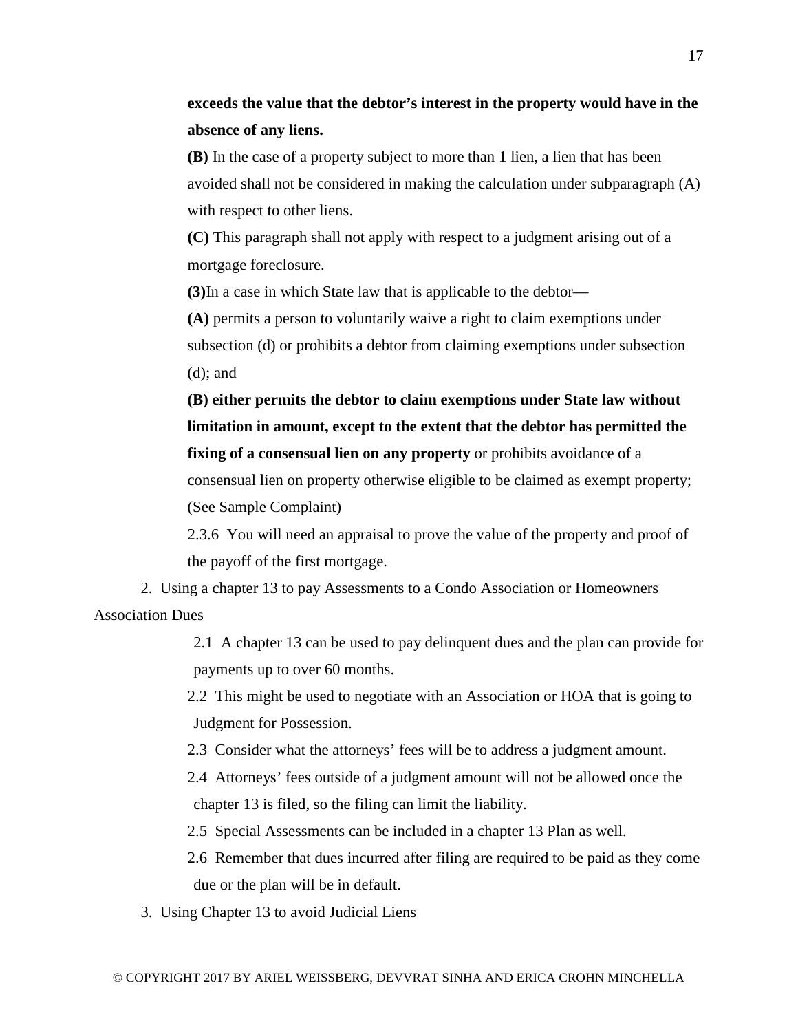**exceeds the value that the debtor's interest in the property would have in the absence of any liens.**

**(B)** In the case of a property subject to more than 1 lien, a lien that has been avoided shall not be considered in making the calculation under subparagraph (A) with respect to other liens.

**(C)** This paragraph shall not apply with respect to a judgment arising out of a mortgage foreclosure.

**(3)**In a case in which State law that is applicable to the debtor—

**(A)** permits a person to voluntarily waive a right to claim exemptions under subsection (d) or prohibits a debtor from claiming exemptions under subsection (d); and

**(B) either permits the debtor to claim exemptions under State law without limitation in amount, except to the extent that the debtor has permitted the fixing of a consensual lien on any property** or prohibits avoidance of a consensual lien on property otherwise eligible to be claimed as exempt property; (See Sample Complaint)

2.3.6 You will need an appraisal to prove the value of the property and proof of the payoff of the first mortgage.

2. Using a chapter 13 to pay Assessments to a Condo Association or Homeowners Association Dues

2.1 A chapter 13 can be used to pay delinquent dues and the plan can provide for payments up to over 60 months.

2.2 This might be used to negotiate with an Association or HOA that is going to Judgment for Possession.

2.3 Consider what the attorneys' fees will be to address a judgment amount.

2.4 Attorneys' fees outside of a judgment amount will not be allowed once the chapter 13 is filed, so the filing can limit the liability.

2.5 Special Assessments can be included in a chapter 13 Plan as well.

2.6 Remember that dues incurred after filing are required to be paid as they come due or the plan will be in default.

3. Using Chapter 13 to avoid Judicial Liens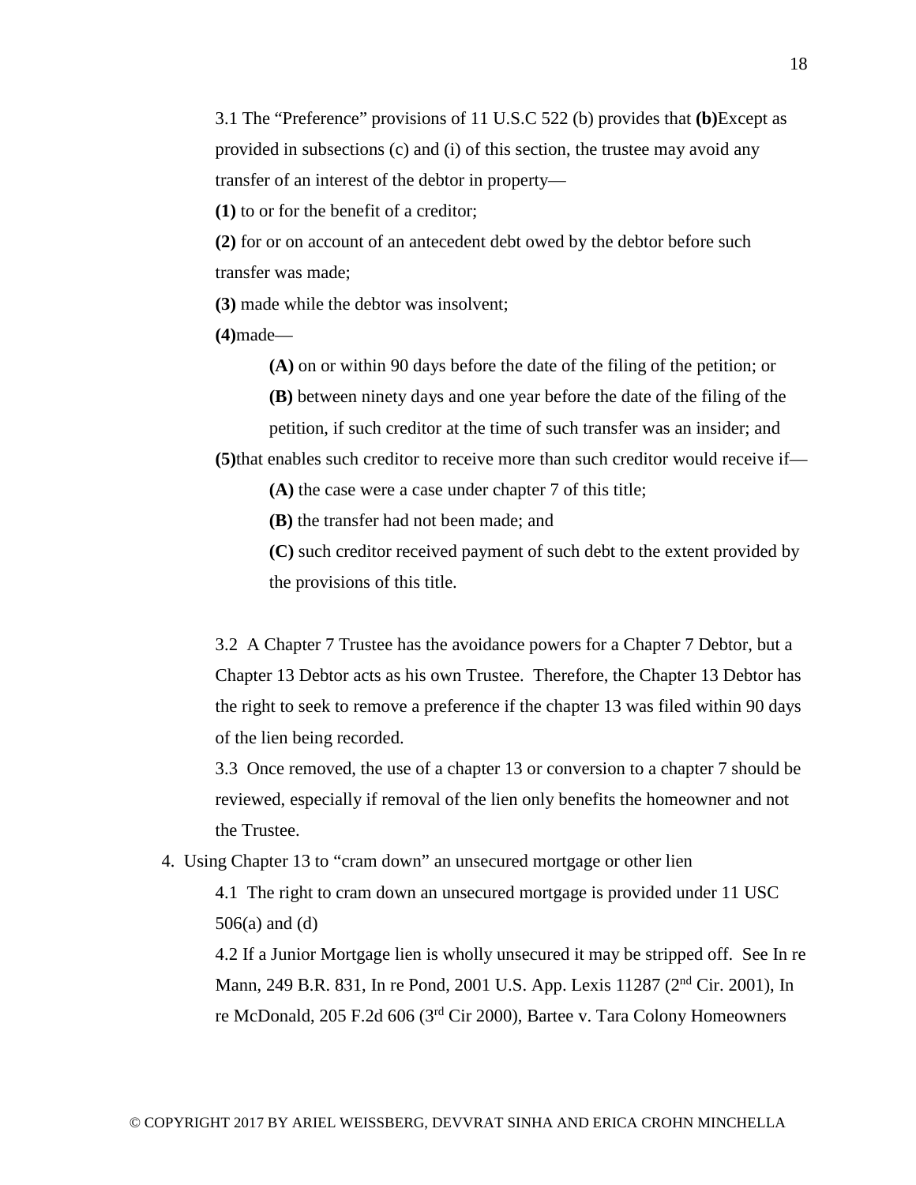3.1 The "Preference" provisions of 11 U.S.C 522 (b) provides that **(b)**Except as provided in subsections (c) and (i) of this section, the trustee may avoid any transfer of an interest of the debtor in property—

**(1)** to or for the benefit of a creditor;

**(2)** for or on account of an antecedent debt owed by the debtor before such transfer was made;

**(3)** made while the debtor was insolvent;

**(4)**made—

> **(A)** on or within 90 days before the date of the filing of the petition; or
>
> **(B)** between ninety days and one year before the date of the filing of the petition, if such creditor at the time of such transfer was an insider; and

**(5)**that enables such creditor to receive more than such creditor would receive if—

> **(A)** the case were a case under chapter 7 of this title;
>
> **(B)** the transfer had not been made; and
>
> **(C)** such creditor received payment of such debt to the extent provided by the provisions of this title.

3.2 A Chapter 7 Trustee has the avoidance powers for a Chapter 7 Debtor, but a Chapter 13 Debtor acts as his own Trustee. Therefore, the Chapter 13 Debtor has the right to seek to remove a preference if the chapter 13 was filed within 90 days of the lien being recorded.

3.3 Once removed, the use of a chapter 13 or conversion to a chapter 7 should be reviewed, especially if removal of the lien only benefits the homeowner and not the Trustee.

4. Using Chapter 13 to "cram down" an unsecured mortgage or other lien

4.1 The right to cram down an unsecured mortgage is provided under 11 USC 506(a) and (d)

4.2 If a Junior Mortgage lien is wholly unsecured it may be stripped off. See In re Mann, 249 B.R. 831, In re Pond, 2001 U.S. App. Lexis 11287 (2nd Cir. 2001), In re McDonald, 205 F.2d 606 (3rd Cir 2000), Bartee v. Tara Colony Homeowners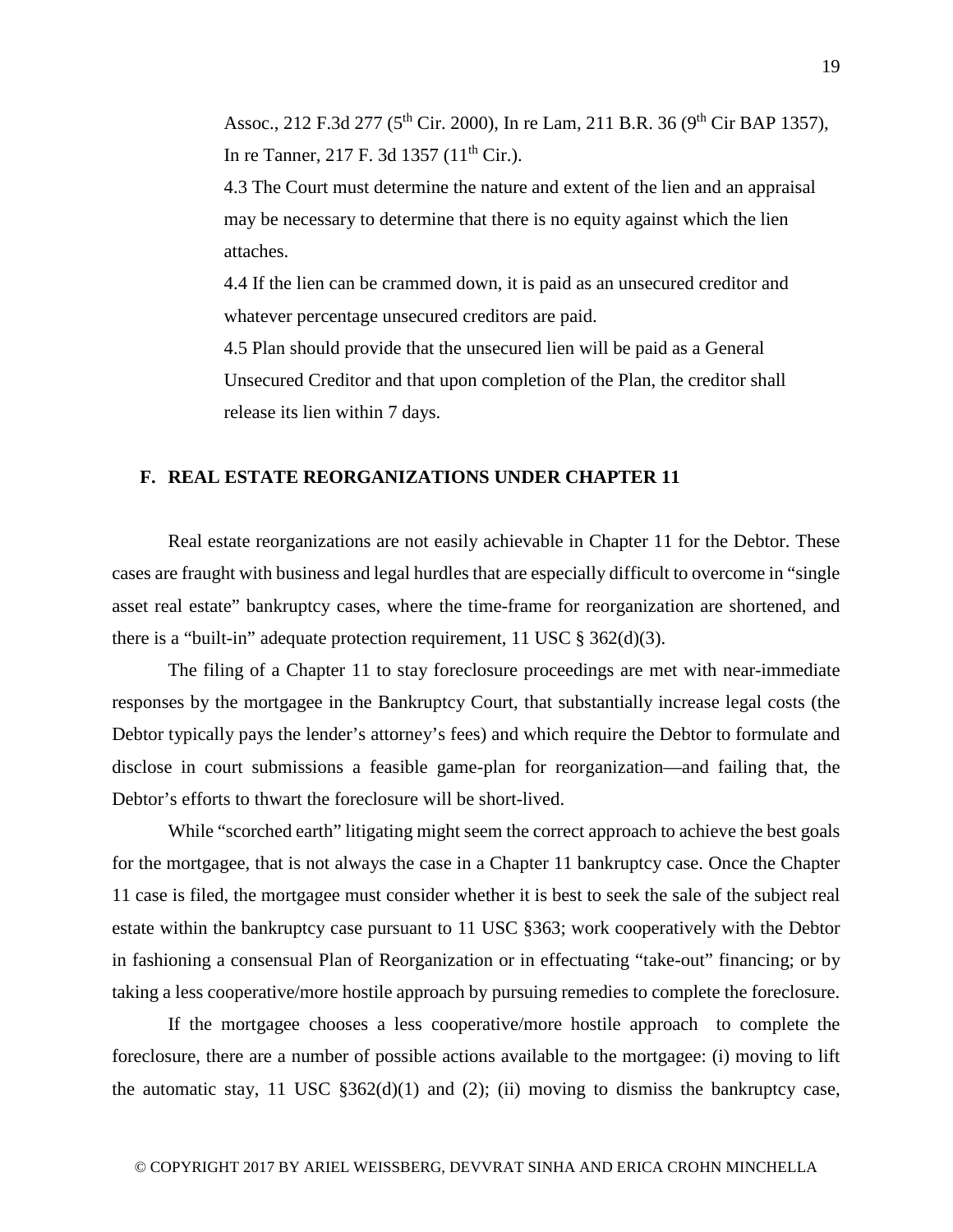Assoc., 212 F.3d 277 (5th Cir. 2000), In re Lam, 211 B.R. 36 (9th Cir BAP 1357), In re Tanner, 217 F. 3d 1357 (11th Cir.).

4.3 The Court must determine the nature and extent of the lien and an appraisal may be necessary to determine that there is no equity against which the lien attaches.

4.4 If the lien can be crammed down, it is paid as an unsecured creditor and whatever percentage unsecured creditors are paid.

4.5 Plan should provide that the unsecured lien will be paid as a General Unsecured Creditor and that upon completion of the Plan, the creditor shall release its lien within 7 days.

## F. REAL ESTATE REORGANIZATIONS UNDER CHAPTER 11

Real estate reorganizations are not easily achievable in Chapter 11 for the Debtor. These cases are fraught with business and legal hurdles that are especially difficult to overcome in "single asset real estate" bankruptcy cases, where the time-frame for reorganization are shortened, and there is a "built-in" adequate protection requirement, 11 USC § 362(d)(3).

The filing of a Chapter 11 to stay foreclosure proceedings are met with near-immediate responses by the mortgagee in the Bankruptcy Court, that substantially increase legal costs (the Debtor typically pays the lender's attorney's fees) and which require the Debtor to formulate and disclose in court submissions a feasible game-plan for reorganization—and failing that, the Debtor's efforts to thwart the foreclosure will be short-lived.

While "scorched earth" litigating might seem the correct approach to achieve the best goals for the mortgagee, that is not always the case in a Chapter 11 bankruptcy case. Once the Chapter 11 case is filed, the mortgagee must consider whether it is best to seek the sale of the subject real estate within the bankruptcy case pursuant to 11 USC §363; work cooperatively with the Debtor in fashioning a consensual Plan of Reorganization or in effectuating "take-out" financing; or by taking a less cooperative/more hostile approach by pursuing remedies to complete the foreclosure.

If the mortgagee chooses a less cooperative/more hostile approach to complete the foreclosure, there are a number of possible actions available to the mortgagee: (i) moving to lift the automatic stay, 11 USC §362(d)(1) and (2); (ii) moving to dismiss the bankruptcy case,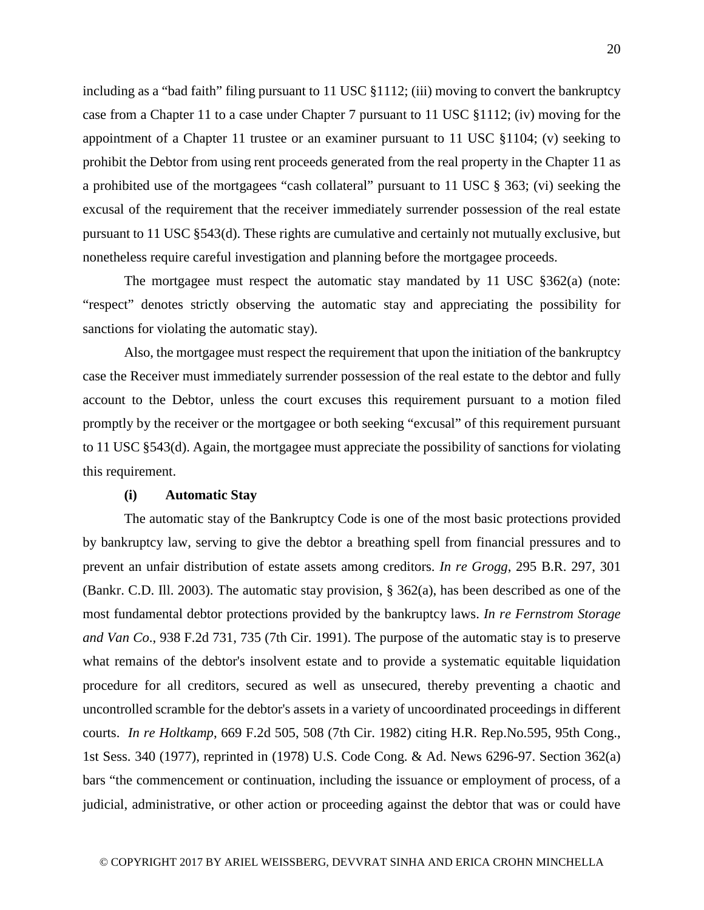including as a "bad faith" filing pursuant to 11 USC §1112; (iii) moving to convert the bankruptcy case from a Chapter 11 to a case under Chapter 7 pursuant to 11 USC §1112; (iv) moving for the appointment of a Chapter 11 trustee or an examiner pursuant to 11 USC §1104; (v) seeking to prohibit the Debtor from using rent proceeds generated from the real property in the Chapter 11 as a prohibited use of the mortgagees "cash collateral" pursuant to 11 USC § 363; (vi) seeking the excusal of the requirement that the receiver immediately surrender possession of the real estate pursuant to 11 USC §543(d). These rights are cumulative and certainly not mutually exclusive, but nonetheless require careful investigation and planning before the mortgagee proceeds.

The mortgagee must respect the automatic stay mandated by 11 USC §362(a) (note: "respect" denotes strictly observing the automatic stay and appreciating the possibility for sanctions for violating the automatic stay).

Also, the mortgagee must respect the requirement that upon the initiation of the bankruptcy case the Receiver must immediately surrender possession of the real estate to the debtor and fully account to the Debtor, unless the court excuses this requirement pursuant to a motion filed promptly by the receiver or the mortgagee or both seeking "excusal" of this requirement pursuant to 11 USC §543(d). Again, the mortgagee must appreciate the possibility of sanctions for violating this requirement.

**(i) Automatic Stay**

The automatic stay of the Bankruptcy Code is one of the most basic protections provided by bankruptcy law, serving to give the debtor a breathing spell from financial pressures and to prevent an unfair distribution of estate assets among creditors. *In re Grogg*, 295 B.R. 297, 301 (Bankr. C.D. Ill. 2003). The automatic stay provision, § 362(a), has been described as one of the most fundamental debtor protections provided by the bankruptcy laws. *In re Fernstrom Storage and Van Co*., 938 F.2d 731, 735 (7th Cir. 1991). The purpose of the automatic stay is to preserve what remains of the debtor's insolvent estate and to provide a systematic equitable liquidation procedure for all creditors, secured as well as unsecured, thereby preventing a chaotic and uncontrolled scramble for the debtor's assets in a variety of uncoordinated proceedings in different courts. *In re Holtkamp*, 669 F.2d 505, 508 (7th Cir. 1982) citing H.R. Rep.No.595, 95th Cong., 1st Sess. 340 (1977), reprinted in (1978) U.S. Code Cong. & Ad. News 6296-97. Section 362(a) bars "the commencement or continuation, including the issuance or employment of process, of a judicial, administrative, or other action or proceeding against the debtor that was or could have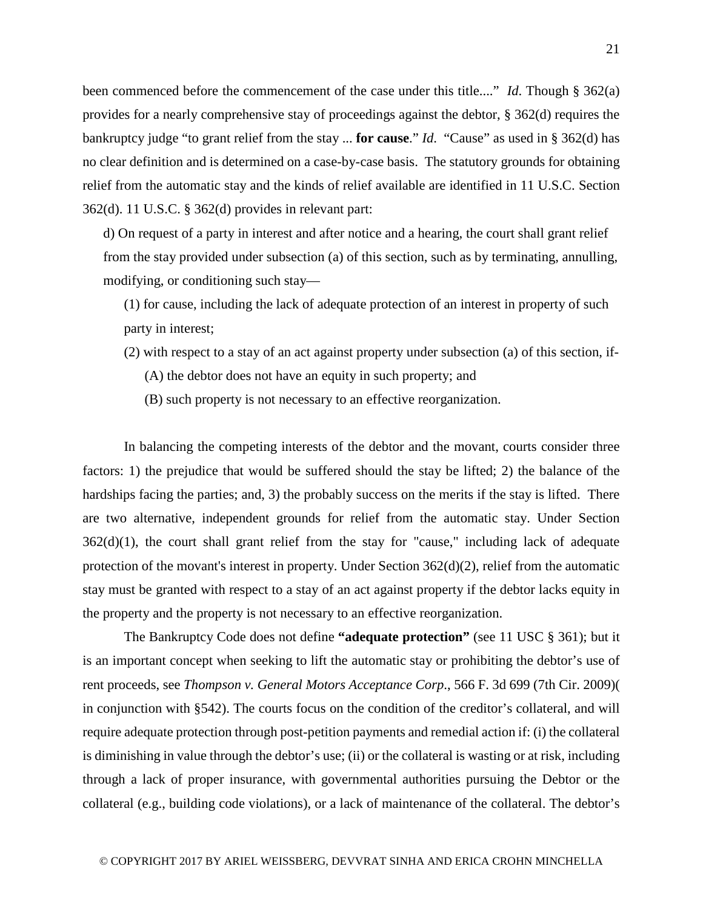been commenced before the commencement of the case under this title...." *Id*. Though § 362(a) provides for a nearly comprehensive stay of proceedings against the debtor, § 362(d) requires the bankruptcy judge "to grant relief from the stay ... **for cause**." *Id*. "Cause" as used in § 362(d) has no clear definition and is determined on a case-by-case basis. The statutory grounds for obtaining relief from the automatic stay and the kinds of relief available are identified in 11 U.S.C. Section 362(d). 11 U.S.C. § 362(d) provides in relevant part:

> d) On request of a party in interest and after notice and a hearing, the court shall grant relief from the stay provided under subsection (a) of this section, such as by terminating, annulling, modifying, or conditioning such stay—
>
> (1) for cause, including the lack of adequate protection of an interest in property of such party in interest;
>
> (2) with respect to a stay of an act against property under subsection (a) of this section, if-
>
> (A) the debtor does not have an equity in such property; and
>
> (B) such property is not necessary to an effective reorganization.

In balancing the competing interests of the debtor and the movant, courts consider three factors: 1) the prejudice that would be suffered should the stay be lifted; 2) the balance of the hardships facing the parties; and, 3) the probably success on the merits if the stay is lifted. There are two alternative, independent grounds for relief from the automatic stay. Under Section 362(d)(1), the court shall grant relief from the stay for "cause," including lack of adequate protection of the movant's interest in property. Under Section 362(d)(2), relief from the automatic stay must be granted with respect to a stay of an act against property if the debtor lacks equity in the property and the property is not necessary to an effective reorganization.

The Bankruptcy Code does not define **"adequate protection"** (see 11 USC § 361); but it is an important concept when seeking to lift the automatic stay or prohibiting the debtor's use of rent proceeds, see *Thompson v. General Motors Acceptance Corp*., 566 F. 3d 699 (7th Cir. 2009)( in conjunction with §542). The courts focus on the condition of the creditor's collateral, and will require adequate protection through post-petition payments and remedial action if: (i) the collateral is diminishing in value through the debtor's use; (ii) or the collateral is wasting or at risk, including through a lack of proper insurance, with governmental authorities pursuing the Debtor or the collateral (e.g., building code violations), or a lack of maintenance of the collateral. The debtor's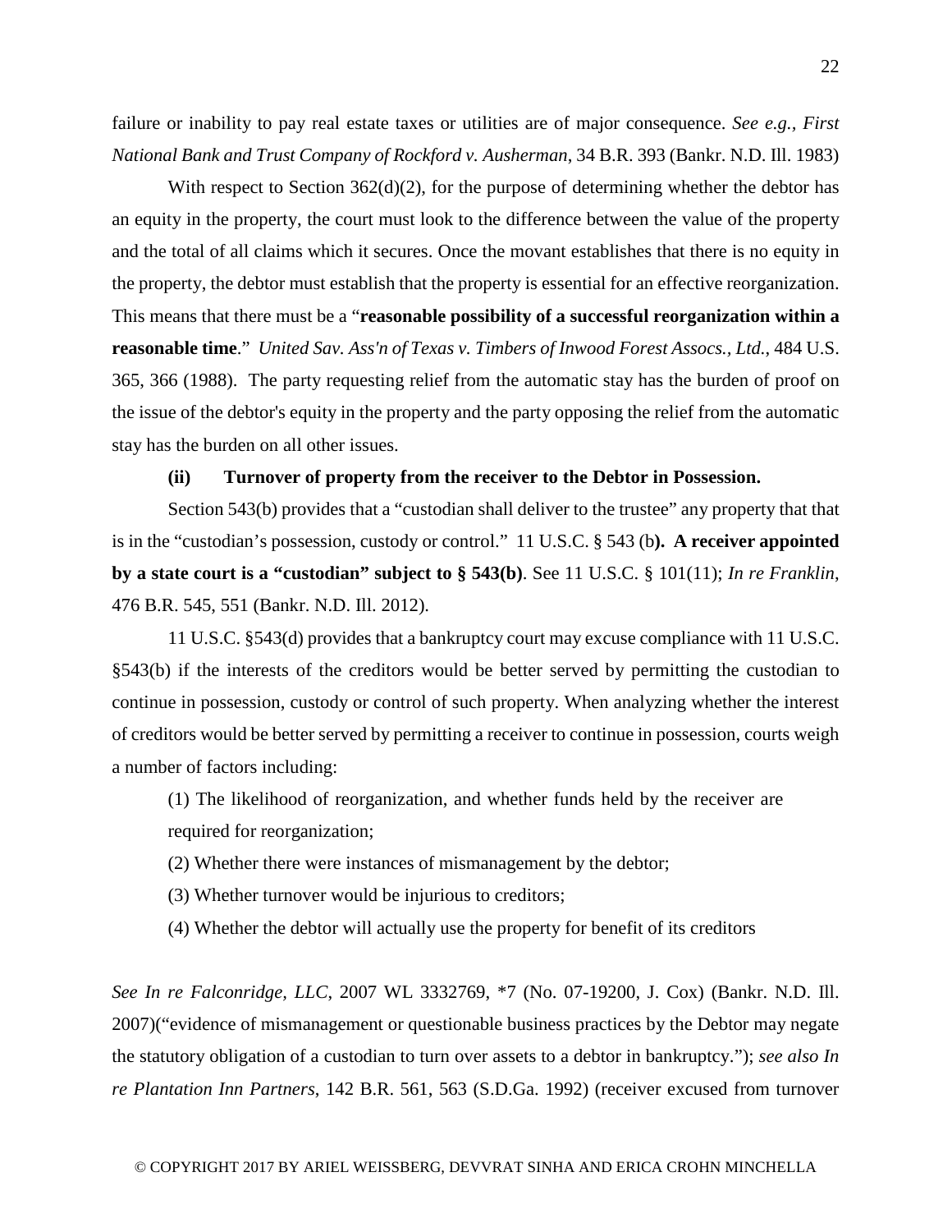failure or inability to pay real estate taxes or utilities are of major consequence. *See e.g., First National Bank and Trust Company of Rockford v. Ausherman*, 34 B.R. 393 (Bankr. N.D. Ill. 1983)

With respect to Section 362(d)(2), for the purpose of determining whether the debtor has an equity in the property, the court must look to the difference between the value of the property and the total of all claims which it secures. Once the movant establishes that there is no equity in the property, the debtor must establish that the property is essential for an effective reorganization. This means that there must be a "**reasonable possibility of a successful reorganization within a reasonable time**." *United Sav. Ass'n of Texas v. Timbers of Inwood Forest Assocs., Ltd.*, 484 U.S. 365, 366 (1988). The party requesting relief from the automatic stay has the burden of proof on the issue of the debtor's equity in the property and the party opposing the relief from the automatic stay has the burden on all other issues.

**(ii) Turnover of property from the receiver to the Debtor in Possession.**

Section 543(b) provides that a "custodian shall deliver to the trustee" any property that that is in the "custodian's possession, custody or control." 11 U.S.C. § 543 (b**). A receiver appointed by a state court is a "custodian" subject to § 543(b)**. See 11 U.S.C. § 101(11); *In re Franklin*, 476 B.R. 545, 551 (Bankr. N.D. Ill. 2012).

11 U.S.C. §543(d) provides that a bankruptcy court may excuse compliance with 11 U.S.C. §543(b) if the interests of the creditors would be better served by permitting the custodian to continue in possession, custody or control of such property. When analyzing whether the interest of creditors would be better served by permitting a receiver to continue in possession, courts weigh a number of factors including:

(1) The likelihood of reorganization, and whether funds held by the receiver are required for reorganization;

(2) Whether there were instances of mismanagement by the debtor;

(3) Whether turnover would be injurious to creditors;

(4) Whether the debtor will actually use the property for benefit of its creditors

*See In re Falconridge, LLC*, 2007 WL 3332769, *7 (No. 07-19200, J. Cox) (Bankr. N.D. Ill. 2007)("evidence of mismanagement or questionable business practices by the Debtor may negate the statutory obligation of a custodian to turn over assets to a debtor in bankruptcy."); *see also In re Plantation Inn Partners*, 142 B.R. 561, 563 (S.D.Ga. 1992) (receiver excused from turnover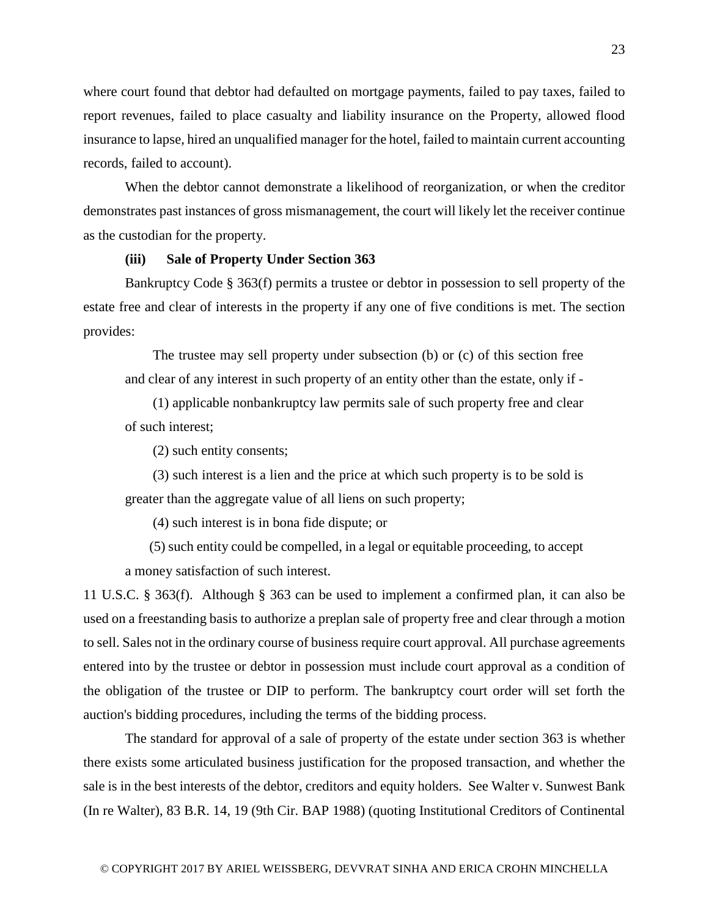where court found that debtor had defaulted on mortgage payments, failed to pay taxes, failed to report revenues, failed to place casualty and liability insurance on the Property, allowed flood insurance to lapse, hired an unqualified manager for the hotel, failed to maintain current accounting records, failed to account).

When the debtor cannot demonstrate a likelihood of reorganization, or when the creditor demonstrates past instances of gross mismanagement, the court will likely let the receiver continue as the custodian for the property.

**(iii) Sale of Property Under Section 363**

Bankruptcy Code § 363(f) permits a trustee or debtor in possession to sell property of the estate free and clear of interests in the property if any one of five conditions is met. The section provides:

> The trustee may sell property under subsection (b) or (c) of this section free and clear of any interest in such property of an entity other than the estate, only if -
>
> (1) applicable nonbankruptcy law permits sale of such property free and clear of such interest;
>
> (2) such entity consents;
>
> (3) such interest is a lien and the price at which such property is to be sold is greater than the aggregate value of all liens on such property;
>
> (4) such interest is in bona fide dispute; or
>
> (5) such entity could be compelled, in a legal or equitable proceeding, to accept a money satisfaction of such interest.

11 U.S.C. § 363(f). Although § 363 can be used to implement a confirmed plan, it can also be used on a freestanding basis to authorize a preplan sale of property free and clear through a motion to sell. Sales not in the ordinary course of business require court approval. All purchase agreements entered into by the trustee or debtor in possession must include court approval as a condition of the obligation of the trustee or DIP to perform. The bankruptcy court order will set forth the auction's bidding procedures, including the terms of the bidding process.

The standard for approval of a sale of property of the estate under section 363 is whether there exists some articulated business justification for the proposed transaction, and whether the sale is in the best interests of the debtor, creditors and equity holders. See Walter v. Sunwest Bank (In re Walter), 83 B.R. 14, 19 (9th Cir. BAP 1988) (quoting Institutional Creditors of Continental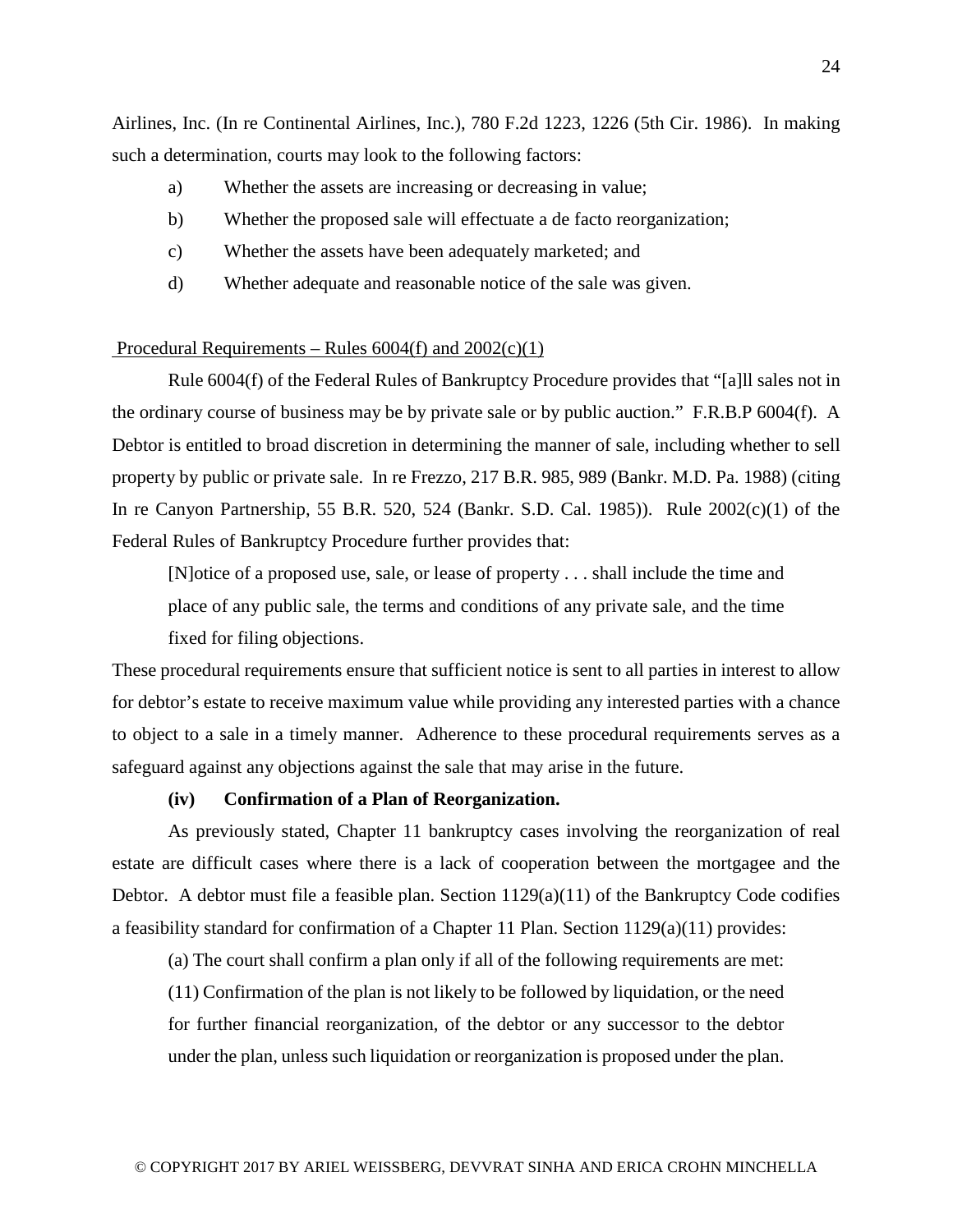Airlines, Inc. (In re Continental Airlines, Inc.), 780 F.2d 1223, 1226 (5th Cir. 1986). In making such a determination, courts may look to the following factors:

a) Whether the assets are increasing or decreasing in value;

b) Whether the proposed sale will effectuate a de facto reorganization;

c) Whether the assets have been adequately marketed; and

d) Whether adequate and reasonable notice of the sale was given.

<u>Procedural Requirements – Rules 6004(f) and 2002(c)(1)</u>

Rule 6004(f) of the Federal Rules of Bankruptcy Procedure provides that "[a]ll sales not in the ordinary course of business may be by private sale or by public auction." F.R.B.P 6004(f). A Debtor is entitled to broad discretion in determining the manner of sale, including whether to sell property by public or private sale. In re Frezzo, 217 B.R. 985, 989 (Bankr. M.D. Pa. 1988) (citing In re Canyon Partnership, 55 B.R. 520, 524 (Bankr. S.D. Cal. 1985)). Rule 2002(c)(1) of the Federal Rules of Bankruptcy Procedure further provides that:

> [N]otice of a proposed use, sale, or lease of property . . . shall include the time and place of any public sale, the terms and conditions of any private sale, and the time fixed for filing objections.

These procedural requirements ensure that sufficient notice is sent to all parties in interest to allow for debtor's estate to receive maximum value while providing any interested parties with a chance to object to a sale in a timely manner. Adherence to these procedural requirements serves as a safeguard against any objections against the sale that may arise in the future.

**(iv) Confirmation of a Plan of Reorganization.**

As previously stated, Chapter 11 bankruptcy cases involving the reorganization of real estate are difficult cases where there is a lack of cooperation between the mortgagee and the Debtor. A debtor must file a feasible plan. Section 1129(a)(11) of the Bankruptcy Code codifies a feasibility standard for confirmation of a Chapter 11 Plan. Section 1129(a)(11) provides:

> (a) The court shall confirm a plan only if all of the following requirements are met:
>
> (11) Confirmation of the plan is not likely to be followed by liquidation, or the need for further financial reorganization, of the debtor or any successor to the debtor under the plan, unless such liquidation or reorganization is proposed under the plan.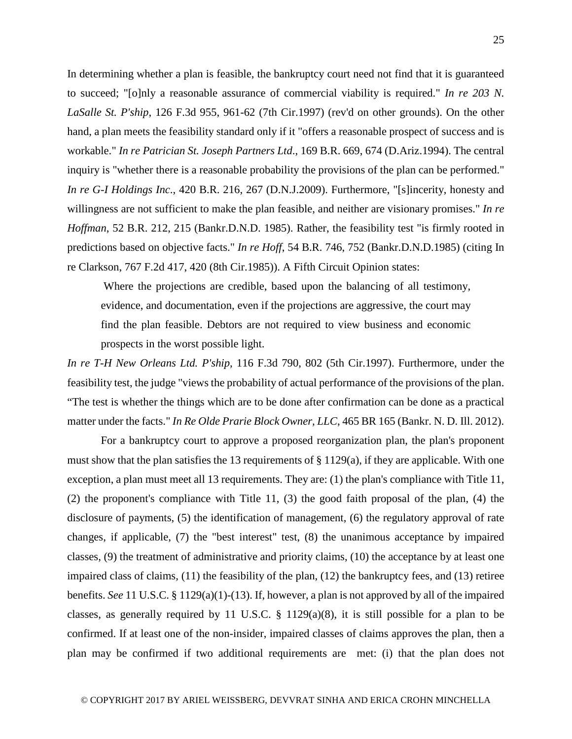In determining whether a plan is feasible, the bankruptcy court need not find that it is guaranteed to succeed; "[o]nly a reasonable assurance of commercial viability is required." *In re 203 N. LaSalle St. P'ship*, 126 F.3d 955, 961-62 (7th Cir.1997) (rev'd on other grounds). On the other hand, a plan meets the feasibility standard only if it "offers a reasonable prospect of success and is workable." *In re Patrician St. Joseph Partners Ltd*., 169 B.R. 669, 674 (D.Ariz.1994). The central inquiry is "whether there is a reasonable probability the provisions of the plan can be performed." *In re G-I Holdings Inc*., 420 B.R. 216, 267 (D.N.J.2009). Furthermore, "[s]incerity, honesty and willingness are not sufficient to make the plan feasible, and neither are visionary promises." *In re Hoffman*, 52 B.R. 212, 215 (Bankr.D.N.D. 1985). Rather, the feasibility test "is firmly rooted in predictions based on objective facts." *In re Hoff*, 54 B.R. 746, 752 (Bankr.D.N.D.1985) (citing In re Clarkson, 767 F.2d 417, 420 (8th Cir.1985)). A Fifth Circuit Opinion states:

> Where the projections are credible, based upon the balancing of all testimony, evidence, and documentation, even if the projections are aggressive, the court may find the plan feasible. Debtors are not required to view business and economic prospects in the worst possible light.

*In re T-H New Orleans Ltd. P'ship,* 116 F.3d 790, 802 (5th Cir.1997). Furthermore, under the feasibility test, the judge "views the probability of actual performance of the provisions of the plan. "The test is whether the things which are to be done after confirmation can be done as a practical matter under the facts." *In Re Olde Prarie Block Owner, LLC*, 465 BR 165 (Bankr. N. D. Ill. 2012).

For a bankruptcy court to approve a proposed reorganization plan, the plan's proponent must show that the plan satisfies the 13 requirements of § 1129(a), if they are applicable. With one exception, a plan must meet all 13 requirements. They are: (1) the plan's compliance with Title 11, (2) the proponent's compliance with Title 11, (3) the good faith proposal of the plan, (4) the disclosure of payments, (5) the identification of management, (6) the regulatory approval of rate changes, if applicable, (7) the "best interest" test, (8) the unanimous acceptance by impaired classes, (9) the treatment of administrative and priority claims, (10) the acceptance by at least one impaired class of claims, (11) the feasibility of the plan, (12) the bankruptcy fees, and (13) retiree benefits. *See* 11 U.S.C. § 1129(a)(1)-(13). If, however, a plan is not approved by all of the impaired classes, as generally required by 11 U.S.C. § 1129(a)(8), it is still possible for a plan to be confirmed. If at least one of the non-insider, impaired classes of claims approves the plan, then a plan may be confirmed if two additional requirements are met: (i) that the plan does not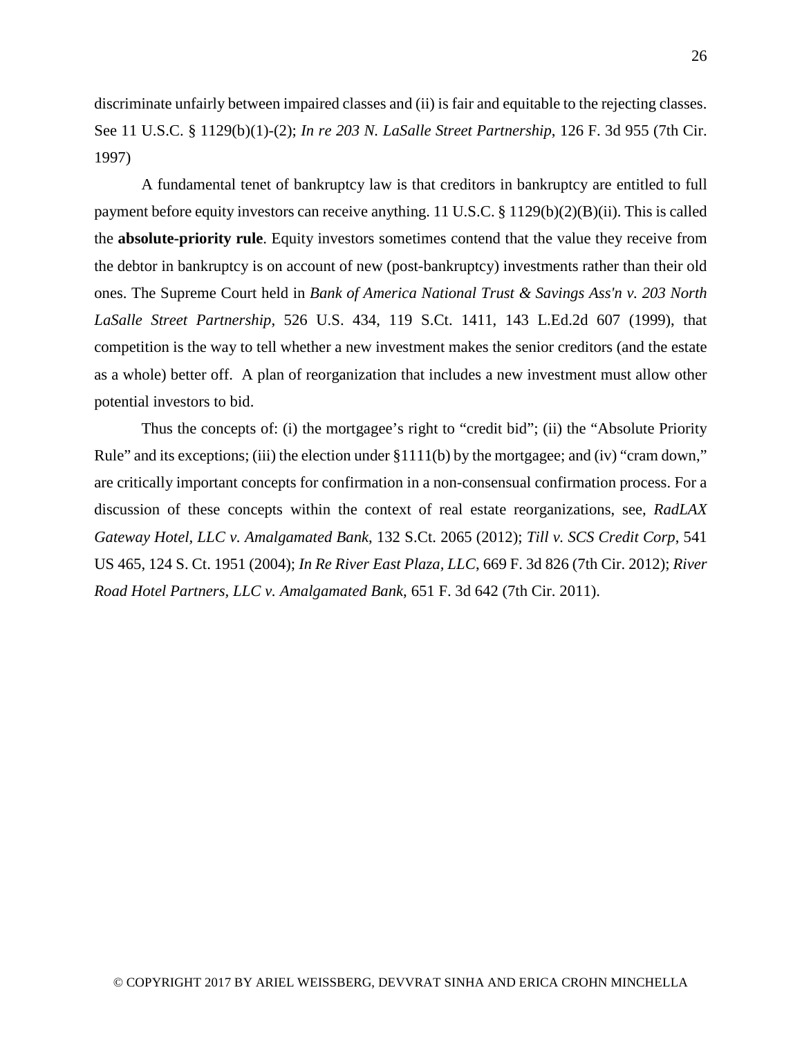discriminate unfairly between impaired classes and (ii) is fair and equitable to the rejecting classes. See 11 U.S.C. § 1129(b)(1)-(2); *In re 203 N. LaSalle Street Partnership*, 126 F. 3d 955 (7th Cir. 1997)

A fundamental tenet of bankruptcy law is that creditors in bankruptcy are entitled to full payment before equity investors can receive anything. 11 U.S.C. § 1129(b)(2)(B)(ii). This is called the **absolute-priority rule**. Equity investors sometimes contend that the value they receive from the debtor in bankruptcy is on account of new (post-bankruptcy) investments rather than their old ones. The Supreme Court held in *Bank of America National Trust & Savings Ass'n v. 203 North LaSalle Street Partnership*, 526 U.S. 434, 119 S.Ct. 1411, 143 L.Ed.2d 607 (1999), that competition is the way to tell whether a new investment makes the senior creditors (and the estate as a whole) better off. A plan of reorganization that includes a new investment must allow other potential investors to bid.

Thus the concepts of: (i) the mortgagee's right to "credit bid"; (ii) the "Absolute Priority Rule" and its exceptions; (iii) the election under §1111(b) by the mortgagee; and (iv) "cram down," are critically important concepts for confirmation in a non-consensual confirmation process. For a discussion of these concepts within the context of real estate reorganizations, see, *RadLAX Gateway Hotel, LLC v. Amalgamated Bank*, 132 S.Ct. 2065 (2012); *Till v. SCS Credit Corp*, 541 US 465, 124 S. Ct. 1951 (2004); *In Re River East Plaza, LLC*, 669 F. 3d 826 (7th Cir. 2012); *River Road Hotel Partners, LLC v. Amalgamated Bank*, 651 F. 3d 642 (7th Cir. 2011).